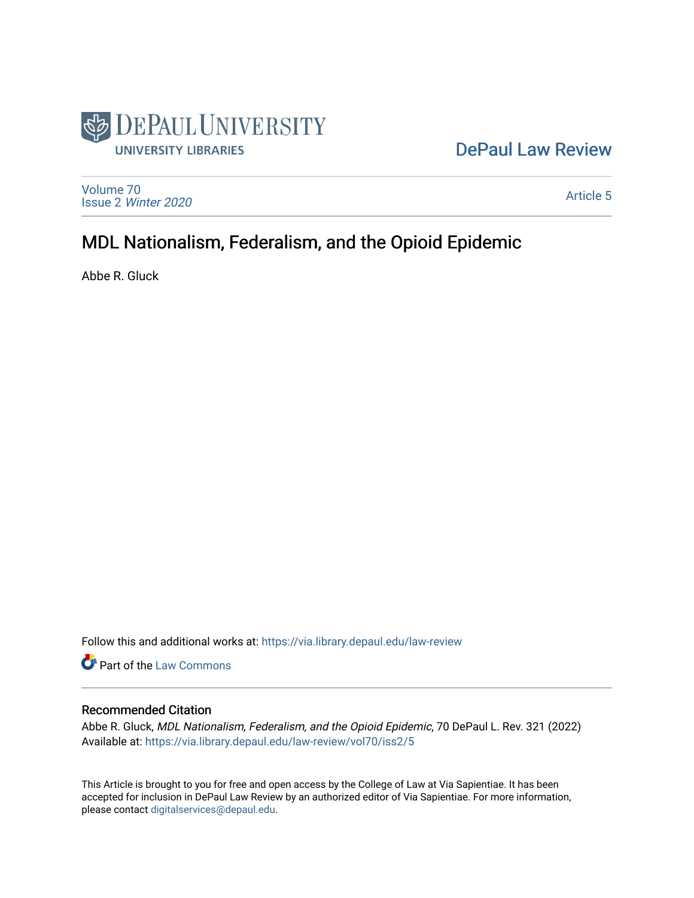DePaul Law Review

Volume 70
Issue 2 *Winter 2020*

Article 5

# MDL Nationalism, Federalism, and the Opioid Epidemic

Abbe R. Gluck

Follow this and additional works at: https://via.library.depaul.edu/law-review

Part of the Law Commons

## Recommended Citation

Abbe R. Gluck, *MDL Nationalism, Federalism, and the Opioid Epidemic*, 70 DePaul L. Rev. 321 (2022)
Available at: https://via.library.depaul.edu/law-review/vol70/iss2/5

This Article is brought to you for free and open access by the College of Law at Via Sapientiae. It has been accepted for inclusion in DePaul Law Review by an authorized editor of Via Sapientiae. For more information, please contact digitalservices@depaul.edu.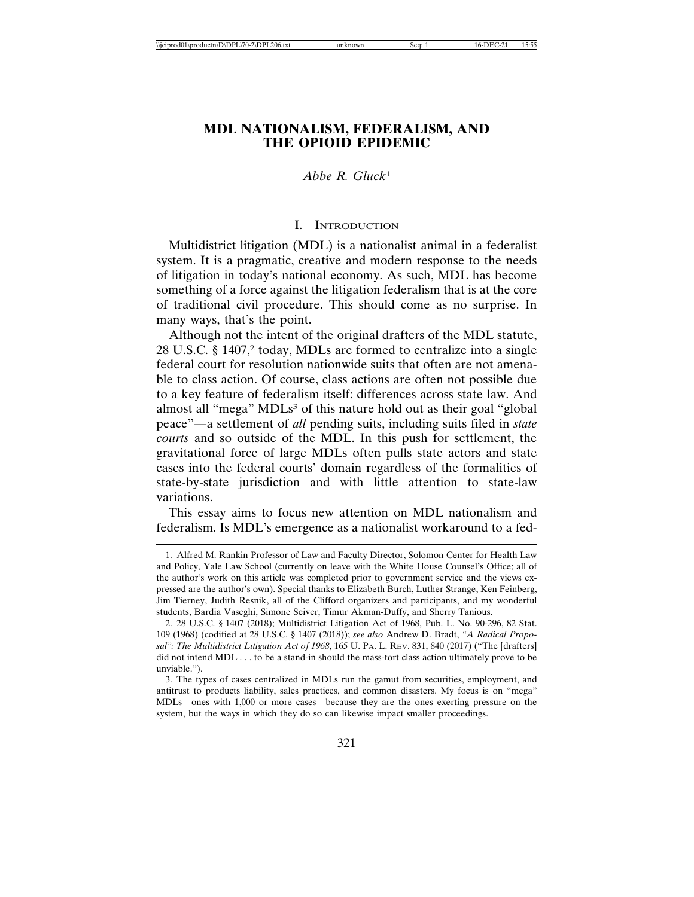# MDL NATIONALISM, FEDERALISM, AND THE OPIOID EPIDEMIC

*Abbe R. Gluck*[1]

## I. Introduction

Multidistrict litigation (MDL) is a nationalist animal in a federalist system. It is a pragmatic, creative and modern response to the needs of litigation in today's national economy. As such, MDL has become something of a force against the litigation federalism that is at the core of traditional civil procedure. This should come as no surprise. In many ways, that's the point.

Although not the intent of the original drafters of the MDL statute, 28 U.S.C. § 1407,[2] today, MDLs are formed to centralize into a single federal court for resolution nationwide suits that often are not amenable to class action. Of course, class actions are often not possible due to a key feature of federalism itself: differences across state law. And almost all "mega" MDLs[3] of this nature hold out as their goal "global peace"—a settlement of *all* pending suits, including suits filed in *state courts* and so outside of the MDL. In this push for settlement, the gravitational force of large MDLs often pulls state actors and state cases into the federal courts' domain regardless of the formalities of state-by-state jurisdiction and with little attention to state-law variations.

This essay aims to focus new attention on MDL nationalism and federalism. Is MDL's emergence as a nationalist workaround to a fed-

---

1. Alfred M. Rankin Professor of Law and Faculty Director, Solomon Center for Health Law and Policy, Yale Law School (currently on leave with the White House Counsel's Office; all of the author's work on this article was completed prior to government service and the views expressed are the author's own). Special thanks to Elizabeth Burch, Luther Strange, Ken Feinberg, Jim Tierney, Judith Resnik, all of the Clifford organizers and participants, and my wonderful students, Bardia Vaseghi, Simone Seiver, Timur Akman-Duffy, and Sherry Tanious.

2. 28 U.S.C. § 1407 (2018); Multidistrict Litigation Act of 1968, Pub. L. No. 90-296, 82 Stat. 109 (1968) (codified at 28 U.S.C. § 1407 (2018)); *see also* Andrew D. Bradt, *"A Radical Proposal": The Multidistrict Litigation Act of 1968*, 165 U. Pa. L. Rev. 831, 840 (2017) ("The [drafters] did not intend MDL . . . to be a stand-in should the mass-tort class action ultimately prove to be unviable.").

3. The types of cases centralized in MDLs run the gamut from securities, employment, and antitrust to products liability, sales practices, and common disasters. My focus is on "mega" MDLs—ones with 1,000 or more cases—because they are the ones exerting pressure on the system, but the ways in which they do so can likewise impact smaller proceedings.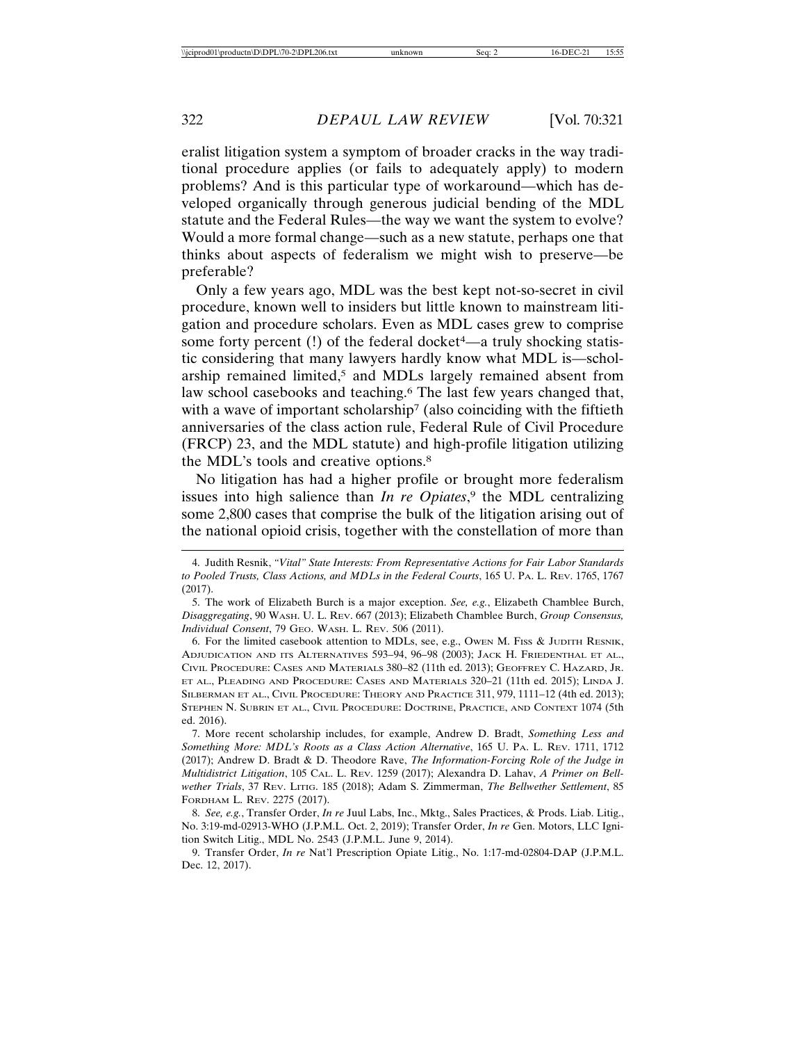eralist litigation system a symptom of broader cracks in the way traditional procedure applies (or fails to adequately apply) to modern problems? And is this particular type of workaround—which has developed organically through generous judicial bending of the MDL statute and the Federal Rules—the way we want the system to evolve? Would a more formal change—such as a new statute, perhaps one that thinks about aspects of federalism we might wish to preserve—be preferable?

Only a few years ago, MDL was the best kept not-so-secret in civil procedure, known well to insiders but little known to mainstream litigation and procedure scholars. Even as MDL cases grew to comprise some forty percent (!) of the federal docket[4]—a truly shocking statistic considering that many lawyers hardly know what MDL is—scholarship remained limited,[5] and MDLs largely remained absent from law school casebooks and teaching.[6] The last few years changed that, with a wave of important scholarship[7] (also coinciding with the fiftieth anniversaries of the class action rule, Federal Rule of Civil Procedure (FRCP) 23, and the MDL statute) and high-profile litigation utilizing the MDL's tools and creative options.[8]

No litigation has had a higher profile or brought more federalism issues into high salience than *In re Opiates*,[9] the MDL centralizing some 2,800 cases that comprise the bulk of the litigation arising out of the national opioid crisis, together with the constellation of more than

---

4. Judith Resnik, *"Vital" State Interests: From Representative Actions for Fair Labor Standards to Pooled Trusts, Class Actions, and MDLs in the Federal Courts*, 165 U. PA. L. REV. 1765, 1767 (2017).

5. The work of Elizabeth Burch is a major exception. *See, e.g.*, Elizabeth Chamblee Burch, *Disaggregating*, 90 WASH. U. L. REV. 667 (2013); Elizabeth Chamblee Burch, *Group Consensus, Individual Consent*, 79 GEO. WASH. L. REV. 506 (2011).

6. For the limited casebook attention to MDLs, see, e.g., OWEN M. FISS & JUDITH RESNIK, ADJUDICATION AND ITS ALTERNATIVES 593–94, 96–98 (2003); JACK H. FRIEDENTHAL ET AL., CIVIL PROCEDURE: CASES AND MATERIALS 380–82 (11th ed. 2013); GEOFFREY C. HAZARD, JR. ET AL., PLEADING AND PROCEDURE: CASES AND MATERIALS 320–21 (11th ed. 2015); LINDA J. SILBERMAN ET AL., CIVIL PROCEDURE: THEORY AND PRACTICE 311, 979, 1111–12 (4th ed. 2013); STEPHEN N. SUBRIN ET AL., CIVIL PROCEDURE: DOCTRINE, PRACTICE, AND CONTEXT 1074 (5th ed. 2016).

7. More recent scholarship includes, for example, Andrew D. Bradt, *Something Less and Something More: MDL's Roots as a Class Action Alternative*, 165 U. PA. L. REV. 1711, 1712 (2017); Andrew D. Bradt & D. Theodore Rave, *The Information-Forcing Role of the Judge in Multidistrict Litigation*, 105 CAL. L. REV. 1259 (2017); Alexandra D. Lahav, *A Primer on Bellwether Trials*, 37 REV. LITIG. 185 (2018); Adam S. Zimmerman, *The Bellwether Settlement*, 85 FORDHAM L. REV. 2275 (2017).

8. *See, e.g.*, Transfer Order, *In re* Juul Labs, Inc., Mktg., Sales Practices, & Prods. Liab. Litig., No. 3:19-md-02913-WHO (J.P.M.L. Oct. 2, 2019); Transfer Order, *In re* Gen. Motors, LLC Ignition Switch Litig., MDL No. 2543 (J.P.M.L. June 9, 2014).

9. Transfer Order, *In re* Nat'l Prescription Opiate Litig., No. 1:17-md-02804-DAP (J.P.M.L. Dec. 12, 2017).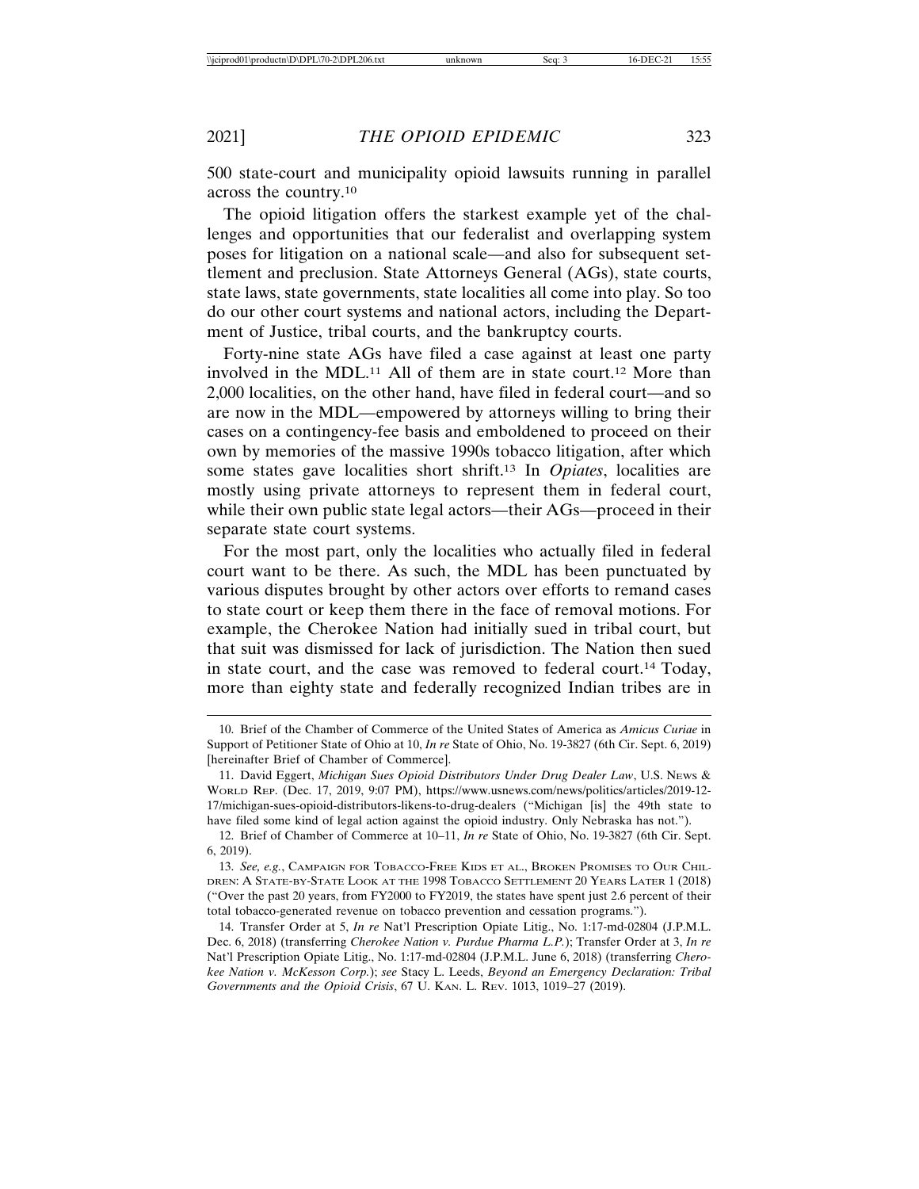500 state-court and municipality opioid lawsuits running in parallel across the country.[10]

The opioid litigation offers the starkest example yet of the challenges and opportunities that our federalist and overlapping system poses for litigation on a national scale—and also for subsequent settlement and preclusion. State Attorneys General (AGs), state courts, state laws, state governments, state localities all come into play. So too do our other court systems and national actors, including the Department of Justice, tribal courts, and the bankruptcy courts.

Forty-nine state AGs have filed a case against at least one party involved in the MDL.[11] All of them are in state court.[12] More than 2,000 localities, on the other hand, have filed in federal court—and so are now in the MDL—empowered by attorneys willing to bring their cases on a contingency-fee basis and emboldened to proceed on their own by memories of the massive 1990s tobacco litigation, after which some states gave localities short shrift.[13] In *Opiates*, localities are mostly using private attorneys to represent them in federal court, while their own public state legal actors—their AGs—proceed in their separate state court systems.

For the most part, only the localities who actually filed in federal court want to be there. As such, the MDL has been punctuated by various disputes brought by other actors over efforts to remand cases to state court or keep them there in the face of removal motions. For example, the Cherokee Nation had initially sued in tribal court, but that suit was dismissed for lack of jurisdiction. The Nation then sued in state court, and the case was removed to federal court.[14] Today, more than eighty state and federally recognized Indian tribes are in

10. Brief of the Chamber of Commerce of the United States of America as *Amicus Curiae* in Support of Petitioner State of Ohio at 10, *In re* State of Ohio, No. 19-3827 (6th Cir. Sept. 6, 2019) [hereinafter Brief of Chamber of Commerce].

11. David Eggert, *Michigan Sues Opioid Distributors Under Drug Dealer Law*, U.S. NEWS & WORLD REP. (Dec. 17, 2019, 9:07 PM), https://www.usnews.com/news/politics/articles/2019-12-17/michigan-sues-opioid-distributors-likens-to-drug-dealers ("Michigan [is] the 49th state to have filed some kind of legal action against the opioid industry. Only Nebraska has not.").

12. Brief of Chamber of Commerce at 10–11, *In re* State of Ohio, No. 19-3827 (6th Cir. Sept. 6, 2019).

13. *See, e.g.*, CAMPAIGN FOR TOBACCO-FREE KIDS ET AL., BROKEN PROMISES TO OUR CHILDREN: A STATE-BY-STATE LOOK AT THE 1998 TOBACCO SETTLEMENT 20 YEARS LATER 1 (2018) ("Over the past 20 years, from FY2000 to FY2019, the states have spent just 2.6 percent of their total tobacco-generated revenue on tobacco prevention and cessation programs.").

14. Transfer Order at 5, *In re* Nat'l Prescription Opiate Litig., No. 1:17-md-02804 (J.P.M.L. Dec. 6, 2018) (transferring *Cherokee Nation v. Purdue Pharma L.P.*); Transfer Order at 3, *In re* Nat'l Prescription Opiate Litig., No. 1:17-md-02804 (J.P.M.L. June 6, 2018) (transferring *Cherokee Nation v. McKesson Corp.*); *see* Stacy L. Leeds, *Beyond an Emergency Declaration: Tribal Governments and the Opioid Crisis*, 67 U. KAN. L. REV. 1013, 1019–27 (2019).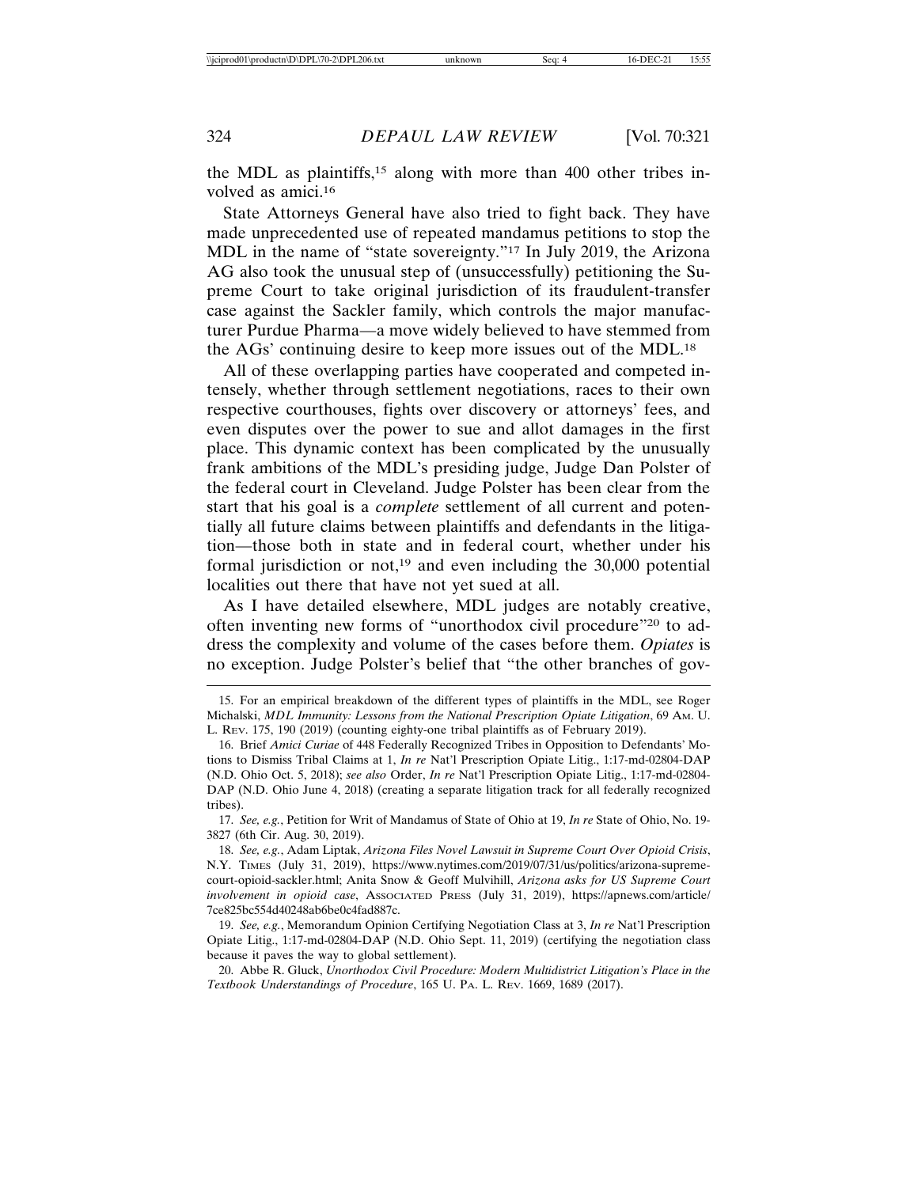the MDL as plaintiffs,[15] along with more than 400 other tribes involved as amici.[16]

State Attorneys General have also tried to fight back. They have made unprecedented use of repeated mandamus petitions to stop the MDL in the name of "state sovereignty."[17] In July 2019, the Arizona AG also took the unusual step of (unsuccessfully) petitioning the Supreme Court to take original jurisdiction of its fraudulent-transfer case against the Sackler family, which controls the major manufacturer Purdue Pharma—a move widely believed to have stemmed from the AGs' continuing desire to keep more issues out of the MDL.[18]

All of these overlapping parties have cooperated and competed intensely, whether through settlement negotiations, races to their own respective courthouses, fights over discovery or attorneys' fees, and even disputes over the power to sue and allot damages in the first place. This dynamic context has been complicated by the unusually frank ambitions of the MDL's presiding judge, Judge Dan Polster of the federal court in Cleveland. Judge Polster has been clear from the start that his goal is a *complete* settlement of all current and potentially all future claims between plaintiffs and defendants in the litigation—those both in state and in federal court, whether under his formal jurisdiction or not,[19] and even including the 30,000 potential localities out there that have not yet sued at all.

As I have detailed elsewhere, MDL judges are notably creative, often inventing new forms of "unorthodox civil procedure"[20] to address the complexity and volume of the cases before them. *Opiates* is no exception. Judge Polster's belief that "the other branches of gov-

---

15. For an empirical breakdown of the different types of plaintiffs in the MDL, see Roger Michalski, *MDL Immunity: Lessons from the National Prescription Opiate Litigation*, 69 AM. U. L. REV. 175, 190 (2019) (counting eighty-one tribal plaintiffs as of February 2019).

16. Brief *Amici Curiae* of 448 Federally Recognized Tribes in Opposition to Defendants' Motions to Dismiss Tribal Claims at 1, *In re* Nat'l Prescription Opiate Litig., 1:17-md-02804-DAP (N.D. Ohio Oct. 5, 2018); *see also* Order, *In re* Nat'l Prescription Opiate Litig., 1:17-md-02804-DAP (N.D. Ohio June 4, 2018) (creating a separate litigation track for all federally recognized tribes).

17. *See, e.g.*, Petition for Writ of Mandamus of State of Ohio at 19, *In re* State of Ohio, No. 19-3827 (6th Cir. Aug. 30, 2019).

18. *See, e.g.*, Adam Liptak, *Arizona Files Novel Lawsuit in Supreme Court Over Opioid Crisis*, N.Y. TIMES (July 31, 2019), https://www.nytimes.com/2019/07/31/us/politics/arizona-supreme-court-opioid-sackler.html; Anita Snow & Geoff Mulvihill, *Arizona asks for US Supreme Court involvement in opioid case*, ASSOCIATED PRESS (July 31, 2019), https://apnews.com/article/7ce825bc554d40248ab6be0c4fad887c.

19. *See, e.g.*, Memorandum Opinion Certifying Negotiation Class at 3, *In re* Nat'l Prescription Opiate Litig., 1:17-md-02804-DAP (N.D. Ohio Sept. 11, 2019) (certifying the negotiation class because it paves the way to global settlement).

20. Abbe R. Gluck, *Unorthodox Civil Procedure: Modern Multidistrict Litigation's Place in the Textbook Understandings of Procedure*, 165 U. PA. L. REV. 1669, 1689 (2017).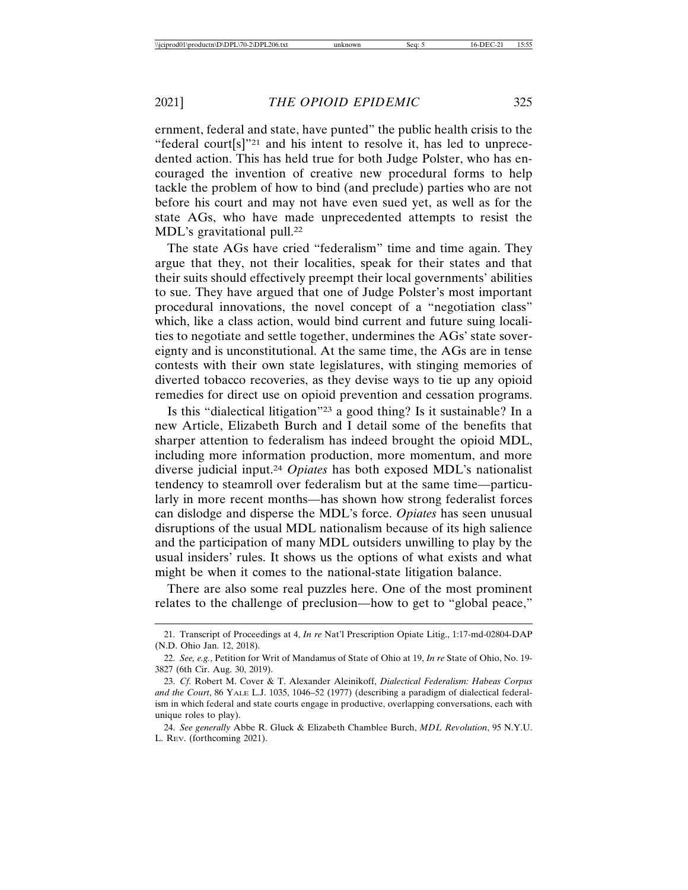ernment, federal and state, have punted" the public health crisis to the "federal court[s]"[21] and his intent to resolve it, has led to unprecedented action. This has held true for both Judge Polster, who has encouraged the invention of creative new procedural forms to help tackle the problem of how to bind (and preclude) parties who are not before his court and may not have even sued yet, as well as for the state AGs, who have made unprecedented attempts to resist the MDL's gravitational pull.[22]

The state AGs have cried "federalism" time and time again. They argue that they, not their localities, speak for their states and that their suits should effectively preempt their local governments' abilities to sue. They have argued that one of Judge Polster's most important procedural innovations, the novel concept of a "negotiation class" which, like a class action, would bind current and future suing localities to negotiate and settle together, undermines the AGs' state sovereignty and is unconstitutional. At the same time, the AGs are in tense contests with their own state legislatures, with stinging memories of diverted tobacco recoveries, as they devise ways to tie up any opioid remedies for direct use on opioid prevention and cessation programs.

Is this "dialectical litigation"[23] a good thing? Is it sustainable? In a new Article, Elizabeth Burch and I detail some of the benefits that sharper attention to federalism has indeed brought the opioid MDL, including more information production, more momentum, and more diverse judicial input.[24] *Opiates* has both exposed MDL's nationalist tendency to steamroll over federalism but at the same time—particularly in more recent months—has shown how strong federalist forces can dislodge and disperse the MDL's force. *Opiates* has seen unusual disruptions of the usual MDL nationalism because of its high salience and the participation of many MDL outsiders unwilling to play by the usual insiders' rules. It shows us the options of what exists and what might be when it comes to the national-state litigation balance.

There are also some real puzzles here. One of the most prominent relates to the challenge of preclusion—how to get to "global peace,"

---

21. Transcript of Proceedings at 4, *In re* Nat'l Prescription Opiate Litig., 1:17-md-02804-DAP (N.D. Ohio Jan. 12, 2018).

22. *See, e.g.*, Petition for Writ of Mandamus of State of Ohio at 19, *In re* State of Ohio, No. 19-3827 (6th Cir. Aug. 30, 2019).

23. *Cf.* Robert M. Cover & T. Alexander Aleinikoff, *Dialectical Federalism: Habeas Corpus and the Court*, 86 YALE L.J. 1035, 1046–52 (1977) (describing a paradigm of dialectical federalism in which federal and state courts engage in productive, overlapping conversations, each with unique roles to play).

24. *See generally* Abbe R. Gluck & Elizabeth Chamblee Burch, *MDL Revolution*, 95 N.Y.U. L. REV. (forthcoming 2021).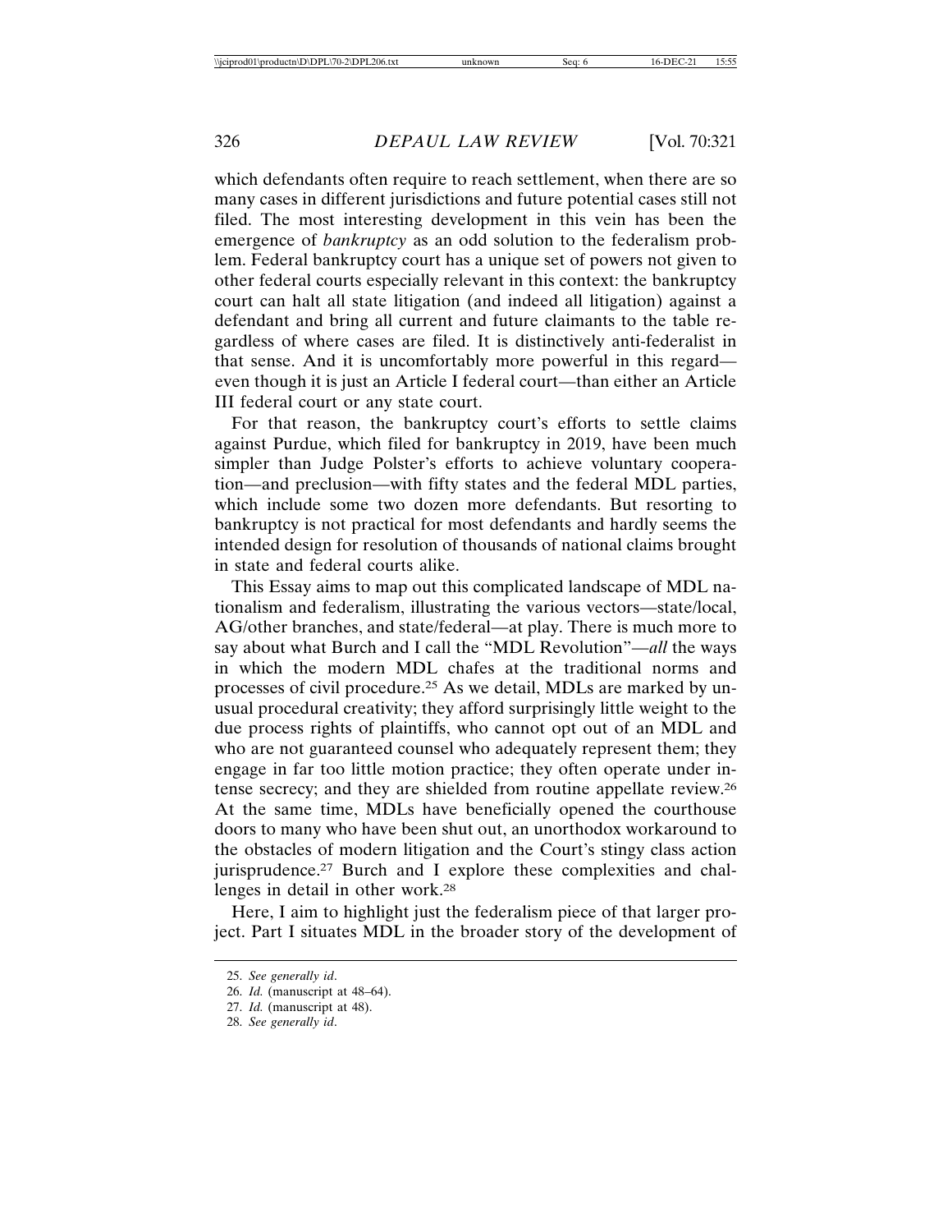which defendants often require to reach settlement, when there are so many cases in different jurisdictions and future potential cases still not filed. The most interesting development in this vein has been the emergence of *bankruptcy* as an odd solution to the federalism problem. Federal bankruptcy court has a unique set of powers not given to other federal courts especially relevant in this context: the bankruptcy court can halt all state litigation (and indeed all litigation) against a defendant and bring all current and future claimants to the table regardless of where cases are filed. It is distinctively anti-federalist in that sense. And it is uncomfortably more powerful in this regard—even though it is just an Article I federal court—than either an Article III federal court or any state court.

For that reason, the bankruptcy court's efforts to settle claims against Purdue, which filed for bankruptcy in 2019, have been much simpler than Judge Polster's efforts to achieve voluntary cooperation—and preclusion—with fifty states and the federal MDL parties, which include some two dozen more defendants. But resorting to bankruptcy is not practical for most defendants and hardly seems the intended design for resolution of thousands of national claims brought in state and federal courts alike.

This Essay aims to map out this complicated landscape of MDL nationalism and federalism, illustrating the various vectors—state/local, AG/other branches, and state/federal—at play. There is much more to say about what Burch and I call the "MDL Revolution"—*all* the ways in which the modern MDL chafes at the traditional norms and processes of civil procedure.[25] As we detail, MDLs are marked by unusual procedural creativity; they afford surprisingly little weight to the due process rights of plaintiffs, who cannot opt out of an MDL and who are not guaranteed counsel who adequately represent them; they engage in far too little motion practice; they often operate under intense secrecy; and they are shielded from routine appellate review.[26] At the same time, MDLs have beneficially opened the courthouse doors to many who have been shut out, an unorthodox workaround to the obstacles of modern litigation and the Court's stingy class action jurisprudence.[27] Burch and I explore these complexities and challenges in detail in other work.[28]

Here, I aim to highlight just the federalism piece of that larger project. Part I situates MDL in the broader story of the development of

25. *See generally id*.
26. *Id.* (manuscript at 48–64).
27. *Id.* (manuscript at 48).
28. *See generally id*.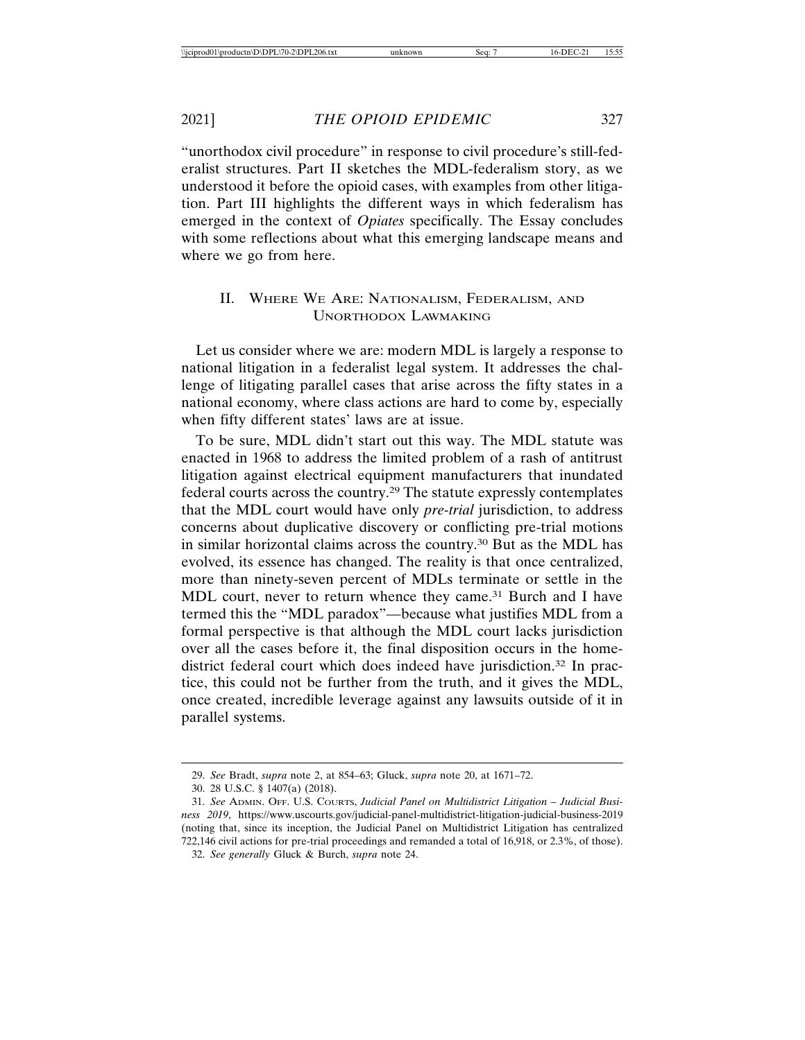"unorthodox civil procedure" in response to civil procedure's still-federalist structures. Part II sketches the MDL-federalism story, as we understood it before the opioid cases, with examples from other litigation. Part III highlights the different ways in which federalism has emerged in the context of *Opiates* specifically. The Essay concludes with some reflections about what this emerging landscape means and where we go from here.

## II. Where We Are: Nationalism, Federalism, and Unorthodox Lawmaking

Let us consider where we are: modern MDL is largely a response to national litigation in a federalist legal system. It addresses the challenge of litigating parallel cases that arise across the fifty states in a national economy, where class actions are hard to come by, especially when fifty different states' laws are at issue.

To be sure, MDL didn't start out this way. The MDL statute was enacted in 1968 to address the limited problem of a rash of antitrust litigation against electrical equipment manufacturers that inundated federal courts across the country.[29] The statute expressly contemplates that the MDL court would have only *pre-trial* jurisdiction, to address concerns about duplicative discovery or conflicting pre-trial motions in similar horizontal claims across the country.[30] But as the MDL has evolved, its essence has changed. The reality is that once centralized, more than ninety-seven percent of MDLs terminate or settle in the MDL court, never to return whence they came.[31] Burch and I have termed this the "MDL paradox"—because what justifies MDL from a formal perspective is that although the MDL court lacks jurisdiction over all the cases before it, the final disposition occurs in the home-district federal court which does indeed have jurisdiction.[32] In practice, this could not be further from the truth, and it gives the MDL, once created, incredible leverage against any lawsuits outside of it in parallel systems.

---

29. *See* Bradt, *supra* note 2, at 854–63; Gluck, *supra* note 20, at 1671–72.

30. 28 U.S.C. § 1407(a) (2018).

31. *See* Admin. Off. U.S. Courts, *Judicial Panel on Multidistrict Litigation – Judicial Business 2019*, https://www.uscourts.gov/judicial-panel-multidistrict-litigation-judicial-business-2019 (noting that, since its inception, the Judicial Panel on Multidistrict Litigation has centralized 722,146 civil actions for pre-trial proceedings and remanded a total of 16,918, or 2.3%, of those).

32. *See generally* Gluck & Burch, *supra* note 24.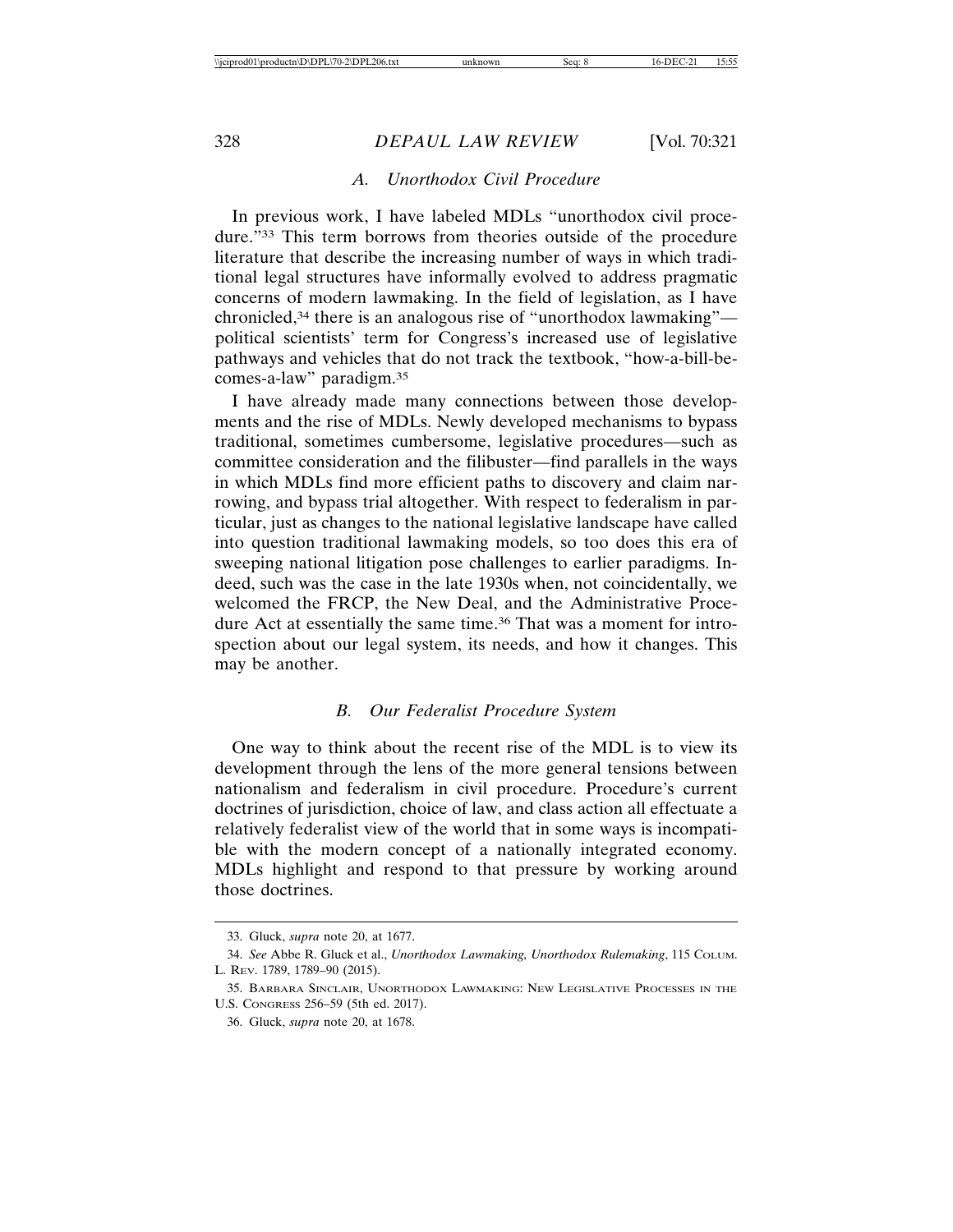### A. *Unorthodox Civil Procedure*

In previous work, I have labeled MDLs "unorthodox civil procedure."[33] This term borrows from theories outside of the procedure literature that describe the increasing number of ways in which traditional legal structures have informally evolved to address pragmatic concerns of modern lawmaking. In the field of legislation, as I have chronicled,[34] there is an analogous rise of "unorthodox lawmaking"—political scientists' term for Congress's increased use of legislative pathways and vehicles that do not track the textbook, "how-a-bill-becomes-a-law" paradigm.[35]

I have already made many connections between those developments and the rise of MDLs. Newly developed mechanisms to bypass traditional, sometimes cumbersome, legislative procedures—such as committee consideration and the filibuster—find parallels in the ways in which MDLs find more efficient paths to discovery and claim narrowing, and bypass trial altogether. With respect to federalism in particular, just as changes to the national legislative landscape have called into question traditional lawmaking models, so too does this era of sweeping national litigation pose challenges to earlier paradigms. Indeed, such was the case in the late 1930s when, not coincidentally, we welcomed the FRCP, the New Deal, and the Administrative Procedure Act at essentially the same time.[36] That was a moment for introspection about our legal system, its needs, and how it changes. This may be another.

### B. *Our Federalist Procedure System*

One way to think about the recent rise of the MDL is to view its development through the lens of the more general tensions between nationalism and federalism in civil procedure. Procedure's current doctrines of jurisdiction, choice of law, and class action all effectuate a relatively federalist view of the world that in some ways is incompatible with the modern concept of a nationally integrated economy. MDLs highlight and respond to that pressure by working around those doctrines.

---

33. Gluck, *supra* note 20, at 1677.

34. *See* Abbe R. Gluck et al., *Unorthodox Lawmaking, Unorthodox Rulemaking*, 115 COLUM. L. REV. 1789, 1789–90 (2015).

35. BARBARA SINCLAIR, UNORTHODOX LAWMAKING: NEW LEGISLATIVE PROCESSES IN THE U.S. CONGRESS 256–59 (5th ed. 2017).

36. Gluck, *supra* note 20, at 1678.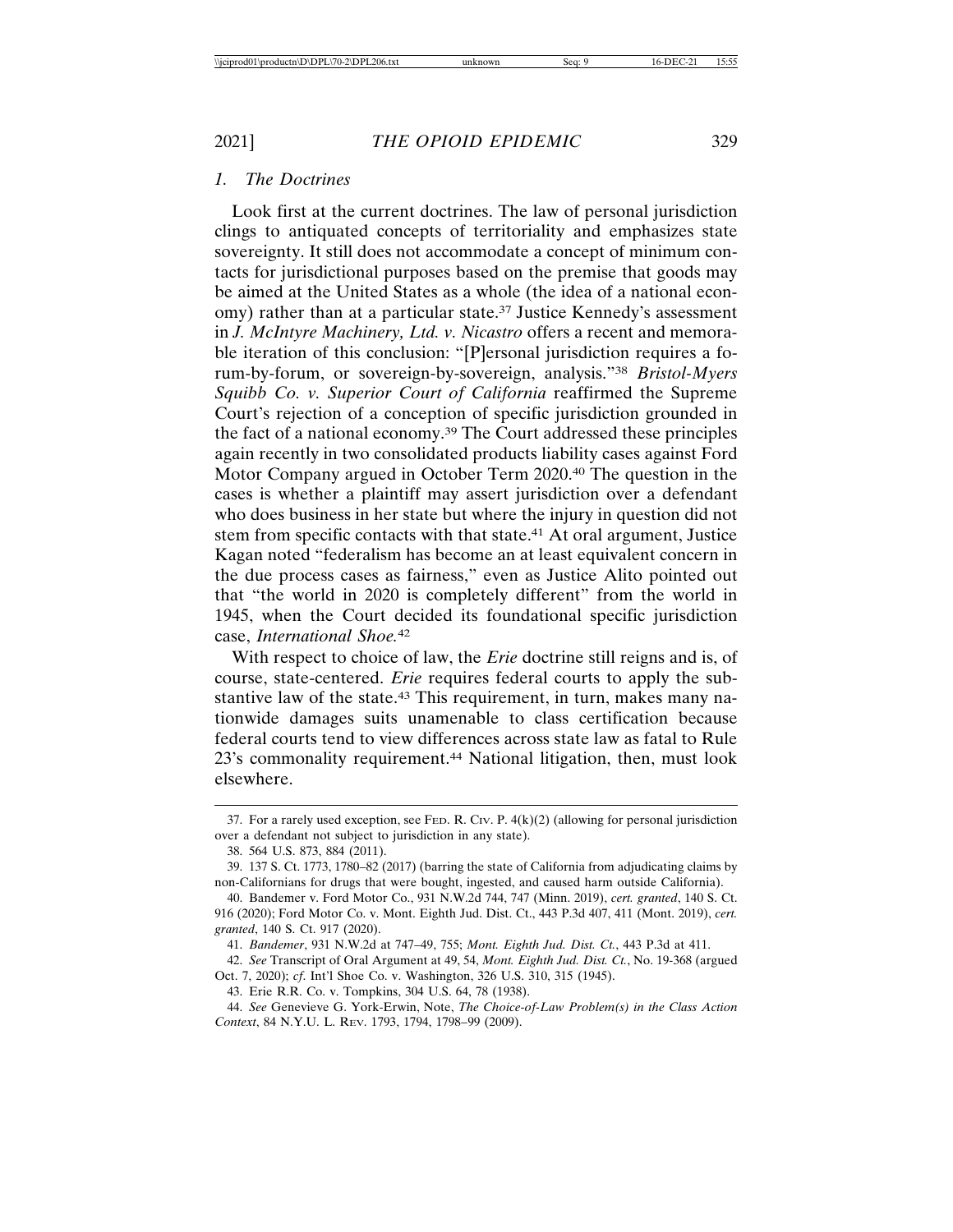### 1. *The Doctrines*

Look first at the current doctrines. The law of personal jurisdiction clings to antiquated concepts of territoriality and emphasizes state sovereignty. It still does not accommodate a concept of minimum contacts for jurisdictional purposes based on the premise that goods may be aimed at the United States as a whole (the idea of a national economy) rather than at a particular state.[37] Justice Kennedy's assessment in *J. McIntyre Machinery, Ltd. v. Nicastro* offers a recent and memorable iteration of this conclusion: "[P]ersonal jurisdiction requires a forum-by-forum, or sovereign-by-sovereign, analysis."[38] *Bristol-Myers Squibb Co. v. Superior Court of California* reaffirmed the Supreme Court's rejection of a conception of specific jurisdiction grounded in the fact of a national economy.[39] The Court addressed these principles again recently in two consolidated products liability cases against Ford Motor Company argued in October Term 2020.[40] The question in the cases is whether a plaintiff may assert jurisdiction over a defendant who does business in her state but where the injury in question did not stem from specific contacts with that state.[41] At oral argument, Justice Kagan noted "federalism has become an at least equivalent concern in the due process cases as fairness," even as Justice Alito pointed out that "the world in 2020 is completely different" from the world in 1945, when the Court decided its foundational specific jurisdiction case, *International Shoe*.[42]

With respect to choice of law, the *Erie* doctrine still reigns and is, of course, state-centered. *Erie* requires federal courts to apply the substantive law of the state.[43] This requirement, in turn, makes many nationwide damages suits unamenable to class certification because federal courts tend to view differences across state law as fatal to Rule 23's commonality requirement.[44] National litigation, then, must look elsewhere.

---

37. For a rarely used exception, see FED. R. CIV. P. 4(k)(2) (allowing for personal jurisdiction over a defendant not subject to jurisdiction in any state).

38. 564 U.S. 873, 884 (2011).

39. 137 S. Ct. 1773, 1780–82 (2017) (barring the state of California from adjudicating claims by non-Californians for drugs that were bought, ingested, and caused harm outside California).

40. Bandemer v. Ford Motor Co., 931 N.W.2d 744, 747 (Minn. 2019), *cert. granted*, 140 S. Ct. 916 (2020); Ford Motor Co. v. Mont. Eighth Jud. Dist. Ct., 443 P.3d 407, 411 (Mont. 2019), *cert. granted*, 140 S. Ct. 917 (2020).

41. *Bandemer*, 931 N.W.2d at 747–49, 755; *Mont. Eighth Jud. Dist. Ct.*, 443 P.3d at 411.

42. *See* Transcript of Oral Argument at 49, 54, *Mont. Eighth Jud. Dist. Ct.*, No. 19-368 (argued Oct. 7, 2020); *cf.* Int'l Shoe Co. v. Washington, 326 U.S. 310, 315 (1945).

43. Erie R.R. Co. v. Tompkins, 304 U.S. 64, 78 (1938).

44. *See* Genevieve G. York-Erwin, Note, *The Choice-of-Law Problem(s) in the Class Action Context*, 84 N.Y.U. L. REV. 1793, 1794, 1798–99 (2009).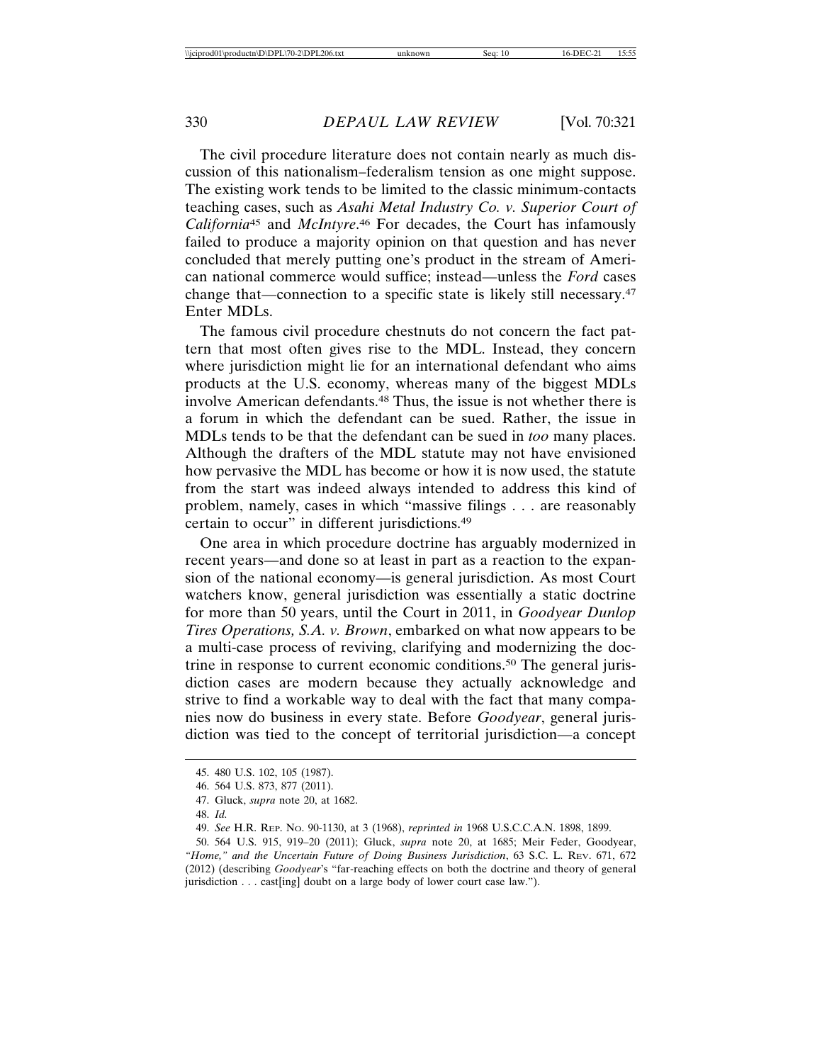The civil procedure literature does not contain nearly as much discussion of this nationalism–federalism tension as one might suppose. The existing work tends to be limited to the classic minimum-contacts teaching cases, such as *Asahi Metal Industry Co. v. Superior Court of California*[45] and *McIntyre*.[46] For decades, the Court has infamously failed to produce a majority opinion on that question and has never concluded that merely putting one's product in the stream of American national commerce would suffice; instead—unless the *Ford* cases change that—connection to a specific state is likely still necessary.[47] Enter MDLs.

The famous civil procedure chestnuts do not concern the fact pattern that most often gives rise to the MDL. Instead, they concern where jurisdiction might lie for an international defendant who aims products at the U.S. economy, whereas many of the biggest MDLs involve American defendants.[48] Thus, the issue is not whether there is a forum in which the defendant can be sued. Rather, the issue in MDLs tends to be that the defendant can be sued in *too* many places. Although the drafters of the MDL statute may not have envisioned how pervasive the MDL has become or how it is now used, the statute from the start was indeed always intended to address this kind of problem, namely, cases in which "massive filings . . . are reasonably certain to occur" in different jurisdictions.[49]

One area in which procedure doctrine has arguably modernized in recent years—and done so at least in part as a reaction to the expansion of the national economy—is general jurisdiction. As most Court watchers know, general jurisdiction was essentially a static doctrine for more than 50 years, until the Court in 2011, in *Goodyear Dunlop Tires Operations, S.A. v. Brown*, embarked on what now appears to be a multi-case process of reviving, clarifying and modernizing the doctrine in response to current economic conditions.[50] The general jurisdiction cases are modern because they actually acknowledge and strive to find a workable way to deal with the fact that many companies now do business in every state. Before *Goodyear*, general jurisdiction was tied to the concept of territorial jurisdiction—a concept

45. 480 U.S. 102, 105 (1987).

46. 564 U.S. 873, 877 (2011).

47. Gluck, *supra* note 20, at 1682.

48. *Id.*

49. *See* H.R. REP. NO. 90-1130, at 3 (1968), *reprinted in* 1968 U.S.C.C.A.N. 1898, 1899.

50. 564 U.S. 915, 919–20 (2011); Gluck, *supra* note 20, at 1685; Meir Feder, Goodyear, *"Home," and the Uncertain Future of Doing Business Jurisdiction*, 63 S.C. L. REV. 671, 672 (2012) (describing *Goodyear*'s "far-reaching effects on both the doctrine and theory of general jurisdiction . . . cast[ing] doubt on a large body of lower court case law.").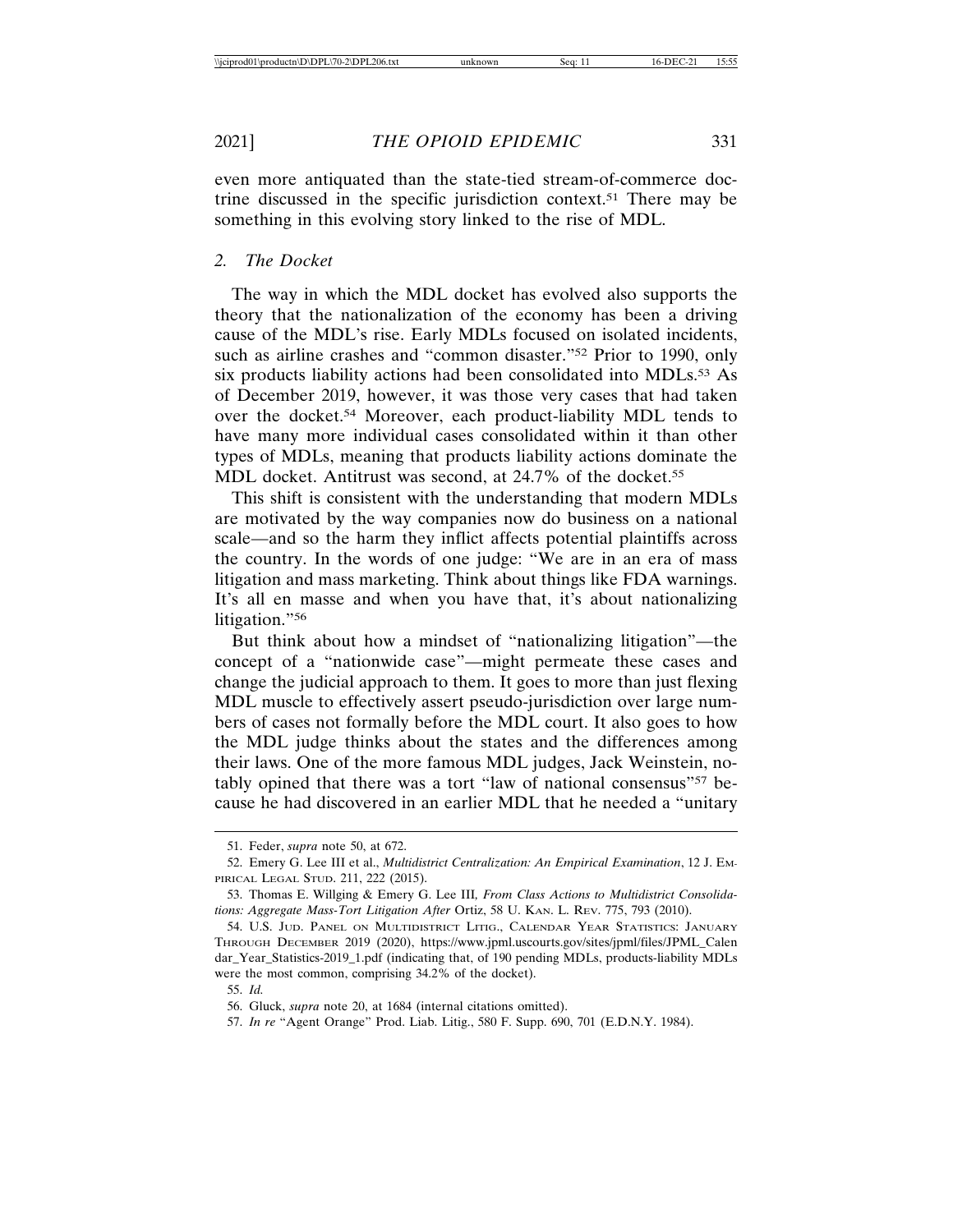even more antiquated than the state-tied stream-of-commerce doctrine discussed in the specific jurisdiction context.[51] There may be something in this evolving story linked to the rise of MDL.

### 2. *The Docket*

The way in which the MDL docket has evolved also supports the theory that the nationalization of the economy has been a driving cause of the MDL's rise. Early MDLs focused on isolated incidents, such as airline crashes and "common disaster."[52] Prior to 1990, only six products liability actions had been consolidated into MDLs.[53] As of December 2019, however, it was those very cases that had taken over the docket.[54] Moreover, each product-liability MDL tends to have many more individual cases consolidated within it than other types of MDLs, meaning that products liability actions dominate the MDL docket. Antitrust was second, at 24.7% of the docket.[55]

This shift is consistent with the understanding that modern MDLs are motivated by the way companies now do business on a national scale—and so the harm they inflict affects potential plaintiffs across the country. In the words of one judge: "We are in an era of mass litigation and mass marketing. Think about things like FDA warnings. It's all en masse and when you have that, it's about nationalizing litigation."[56]

But think about how a mindset of "nationalizing litigation"—the concept of a "nationwide case"—might permeate these cases and change the judicial approach to them. It goes to more than just flexing MDL muscle to effectively assert pseudo-jurisdiction over large numbers of cases not formally before the MDL court. It also goes to how the MDL judge thinks about the states and the differences among their laws. One of the more famous MDL judges, Jack Weinstein, notably opined that there was a tort "law of national consensus"[57] because he had discovered in an earlier MDL that he needed a "unitary

---

51. Feder, *supra* note 50, at 672.

52. Emery G. Lee III et al., *Multidistrict Centralization: An Empirical Examination*, 12 J. Empirical Legal Stud. 211, 222 (2015).

53. Thomas E. Willging & Emery G. Lee III, *From Class Actions to Multidistrict Consolidations: Aggregate Mass-Tort Litigation After* Ortiz, 58 U. Kan. L. Rev. 775, 793 (2010).

54. U.S. Jud. Panel on Multidistrict Litig., Calendar Year Statistics: January Through December 2019 (2020), https://www.jpml.uscourts.gov/sites/jpml/files/JPML_Calendar_Year_Statistics-2019_1.pdf (indicating that, of 190 pending MDLs, products-liability MDLs were the most common, comprising 34.2% of the docket).

55. *Id.*

56. Gluck, *supra* note 20, at 1684 (internal citations omitted).

57. *In re* "Agent Orange" Prod. Liab. Litig., 580 F. Supp. 690, 701 (E.D.N.Y. 1984).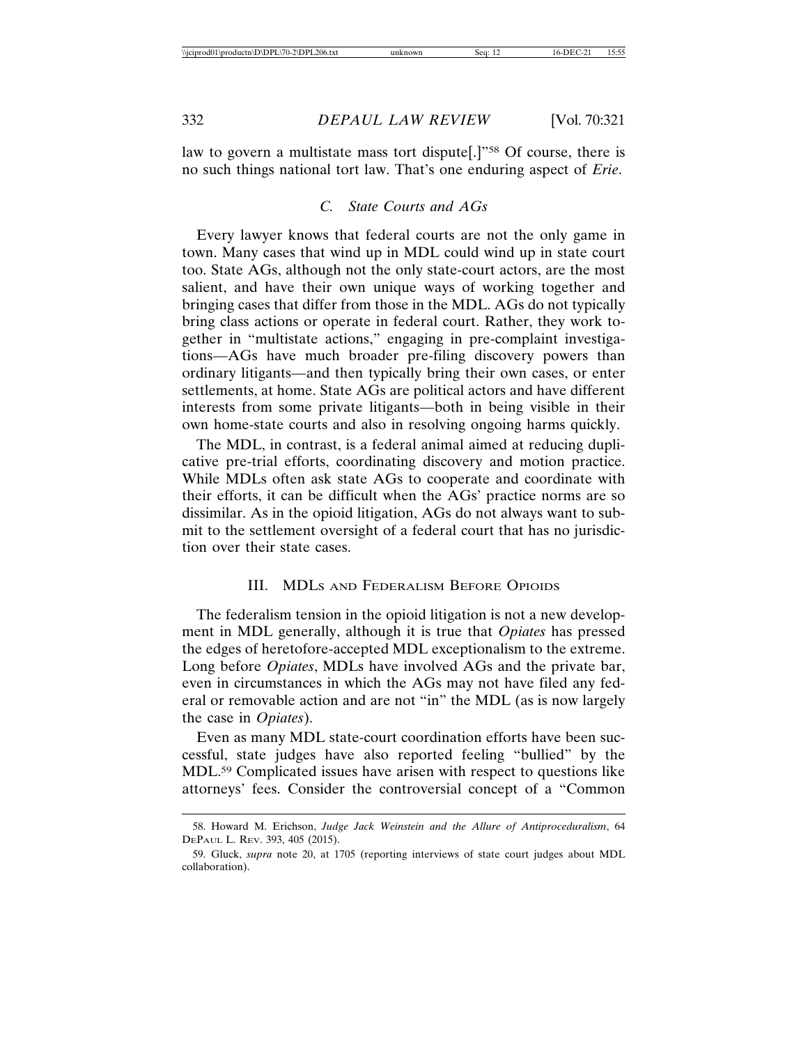law to govern a multistate mass tort dispute[.]"[58] Of course, there is no such things national tort law. That's one enduring aspect of *Erie*.

### C. State Courts and AGs

Every lawyer knows that federal courts are not the only game in town. Many cases that wind up in MDL could wind up in state court too. State AGs, although not the only state-court actors, are the most salient, and have their own unique ways of working together and bringing cases that differ from those in the MDL. AGs do not typically bring class actions or operate in federal court. Rather, they work together in "multistate actions," engaging in pre-complaint investigations—AGs have much broader pre-filing discovery powers than ordinary litigants—and then typically bring their own cases, or enter settlements, at home. State AGs are political actors and have different interests from some private litigants—both in being visible in their own home-state courts and also in resolving ongoing harms quickly.

The MDL, in contrast, is a federal animal aimed at reducing duplicative pre-trial efforts, coordinating discovery and motion practice. While MDLs often ask state AGs to cooperate and coordinate with their efforts, it can be difficult when the AGs' practice norms are so dissimilar. As in the opioid litigation, AGs do not always want to submit to the settlement oversight of a federal court that has no jurisdiction over their state cases.

## III. MDLs and Federalism Before Opioids

The federalism tension in the opioid litigation is not a new development in MDL generally, although it is true that *Opiates* has pressed the edges of heretofore-accepted MDL exceptionalism to the extreme. Long before *Opiates*, MDLs have involved AGs and the private bar, even in circumstances in which the AGs may not have filed any federal or removable action and are not "in" the MDL (as is now largely the case in *Opiates*).

Even as many MDL state-court coordination efforts have been successful, state judges have also reported feeling "bullied" by the MDL.[59] Complicated issues have arisen with respect to questions like attorneys' fees. Consider the controversial concept of a "Common

---

58. Howard M. Erichson, *Judge Jack Weinstein and the Allure of Antiproceduralism*, 64 DePaul L. Rev. 393, 405 (2015).

59. Gluck, *supra* note 20, at 1705 (reporting interviews of state court judges about MDL collaboration).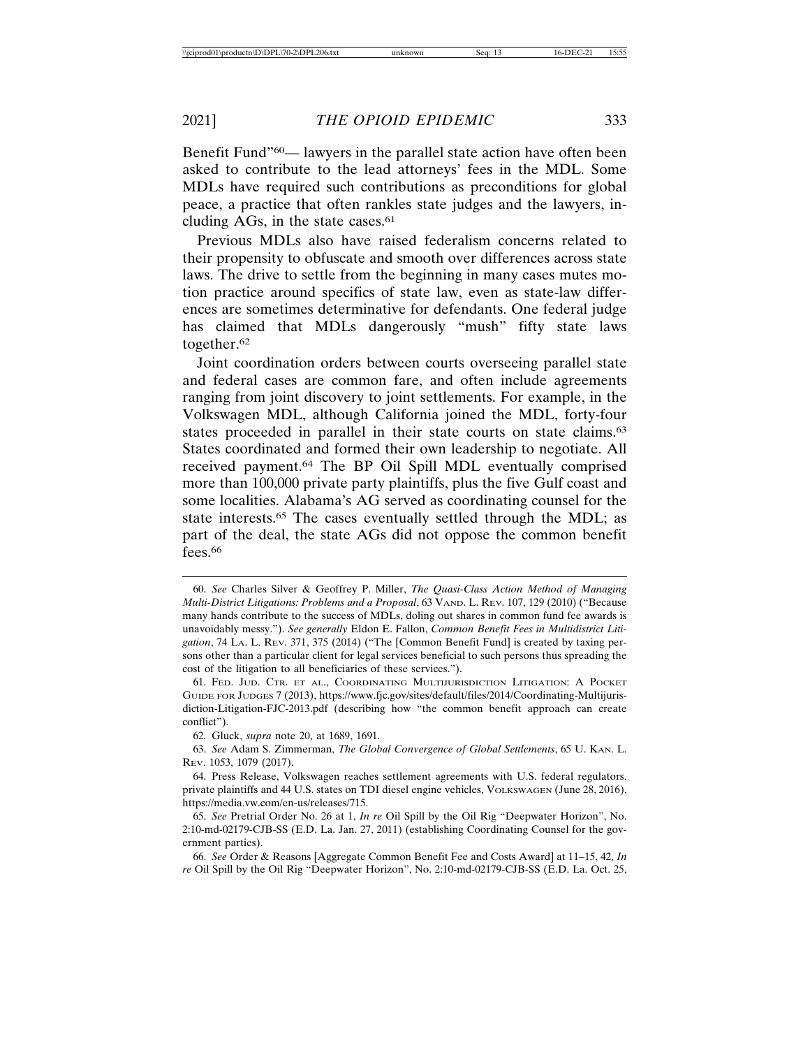Benefit Fund"[60]— lawyers in the parallel state action have often been asked to contribute to the lead attorneys' fees in the MDL. Some MDLs have required such contributions as preconditions for global peace, a practice that often rankles state judges and the lawyers, including AGs, in the state cases.[61]

Previous MDLs also have raised federalism concerns related to their propensity to obfuscate and smooth over differences across state laws. The drive to settle from the beginning in many cases mutes motion practice around specifics of state law, even as state-law differences are sometimes determinative for defendants. One federal judge has claimed that MDLs dangerously "mush" fifty state laws together.[62]

Joint coordination orders between courts overseeing parallel state and federal cases are common fare, and often include agreements ranging from joint discovery to joint settlements. For example, in the Volkswagen MDL, although California joined the MDL, forty-four states proceeded in parallel in their state courts on state claims.[63] States coordinated and formed their own leadership to negotiate. All received payment.[64] The BP Oil Spill MDL eventually comprised more than 100,000 private party plaintiffs, plus the five Gulf coast and some localities. Alabama's AG served as coordinating counsel for the state interests.[65] The cases eventually settled through the MDL; as part of the deal, the state AGs did not oppose the common benefit fees.[66]

---

60. *See* Charles Silver & Geoffrey P. Miller, *The Quasi-Class Action Method of Managing Multi-District Litigations: Problems and a Proposal*, 63 VAND. L. REV. 107, 129 (2010) ("Because many hands contribute to the success of MDLs, doling out shares in common fund fee awards is unavoidably messy."). *See generally* Eldon E. Fallon, *Common Benefit Fees in Multidistrict Litigation*, 74 LA. L. REV. 371, 375 (2014) ("The [Common Benefit Fund] is created by taxing persons other than a particular client for legal services beneficial to such persons thus spreading the cost of the litigation to all beneficiaries of these services.").

61. FED. JUD. CTR. ET AL., COORDINATING MULTIJURISDICTION LITIGATION: A POCKET GUIDE FOR JUDGES 7 (2013), https://www.fjc.gov/sites/default/files/2014/Coordinating-Multijurisdiction-Litigation-FJC-2013.pdf (describing how "the common benefit approach can create conflict").

62. Gluck, *supra* note 20, at 1689, 1691.

63. *See* Adam S. Zimmerman, *The Global Convergence of Global Settlements*, 65 U. KAN. L. REV. 1053, 1079 (2017).

64. Press Release, Volkswagen reaches settlement agreements with U.S. federal regulators, private plaintiffs and 44 U.S. states on TDI diesel engine vehicles, VOLKSWAGEN (June 28, 2016), https://media.vw.com/en-us/releases/715.

65. *See* Pretrial Order No. 26 at 1, *In re* Oil Spill by the Oil Rig "Deepwater Horizon", No. 2:10-md-02179-CJB-SS (E.D. La. Jan. 27, 2011) (establishing Coordinating Counsel for the government parties).

66. *See* Order & Reasons [Aggregate Common Benefit Fee and Costs Award] at 11–15, 42, *In re* Oil Spill by the Oil Rig "Deepwater Horizon", No. 2:10-md-02179-CJB-SS (E.D. La. Oct. 25,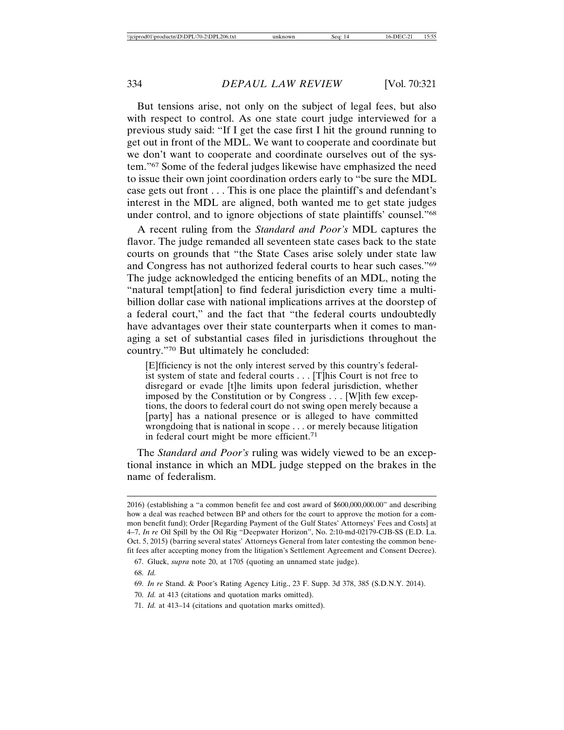But tensions arise, not only on the subject of legal fees, but also with respect to control. As one state court judge interviewed for a previous study said: "If I get the case first I hit the ground running to get out in front of the MDL. We want to cooperate and coordinate but we don't want to cooperate and coordinate ourselves out of the system."[67] Some of the federal judges likewise have emphasized the need to issue their own joint coordination orders early to "be sure the MDL case gets out front . . . This is one place the plaintiff's and defendant's interest in the MDL are aligned, both wanted me to get state judges under control, and to ignore objections of state plaintiffs' counsel."[68]

A recent ruling from the *Standard and Poor's* MDL captures the flavor. The judge remanded all seventeen state cases back to the state courts on grounds that "the State Cases arise solely under state law and Congress has not authorized federal courts to hear such cases."[69] The judge acknowledged the enticing benefits of an MDL, noting the "natural tempt[ation] to find federal jurisdiction every time a multi-billion dollar case with national implications arrives at the doorstep of a federal court," and the fact that "the federal courts undoubtedly have advantages over their state counterparts when it comes to managing a set of substantial cases filed in jurisdictions throughout the country."[70] But ultimately he concluded:

> [E]fficiency is not the only interest served by this country's federalist system of state and federal courts . . . [T]his Court is not free to disregard or evade [t]he limits upon federal jurisdiction, whether imposed by the Constitution or by Congress . . . [W]ith few exceptions, the doors to federal court do not swing open merely because a [party] has a national presence or is alleged to have committed wrongdoing that is national in scope . . . or merely because litigation in federal court might be more efficient.[71]

The *Standard and Poor's* ruling was widely viewed to be an exceptional instance in which an MDL judge stepped on the brakes in the name of federalism.

---

2016) (establishing a "a common benefit fee and cost award of $600,000,000.00" and describing how a deal was reached between BP and others for the court to approve the motion for a common benefit fund); Order [Regarding Payment of the Gulf States' Attorneys' Fees and Costs] at 4–7, *In re* Oil Spill by the Oil Rig "Deepwater Horizon", No. 2:10-md-02179-CJB-SS (E.D. La. Oct. 5, 2015) (barring several states' Attorneys General from later contesting the common benefit fees after accepting money from the litigation's Settlement Agreement and Consent Decree).

67. Gluck, *supra* note 20, at 1705 (quoting an unnamed state judge).

68. *Id.*

69. *In re* Stand. & Poor's Rating Agency Litig., 23 F. Supp. 3d 378, 385 (S.D.N.Y. 2014).

70. *Id.* at 413 (citations and quotation marks omitted).

71. *Id.* at 413–14 (citations and quotation marks omitted).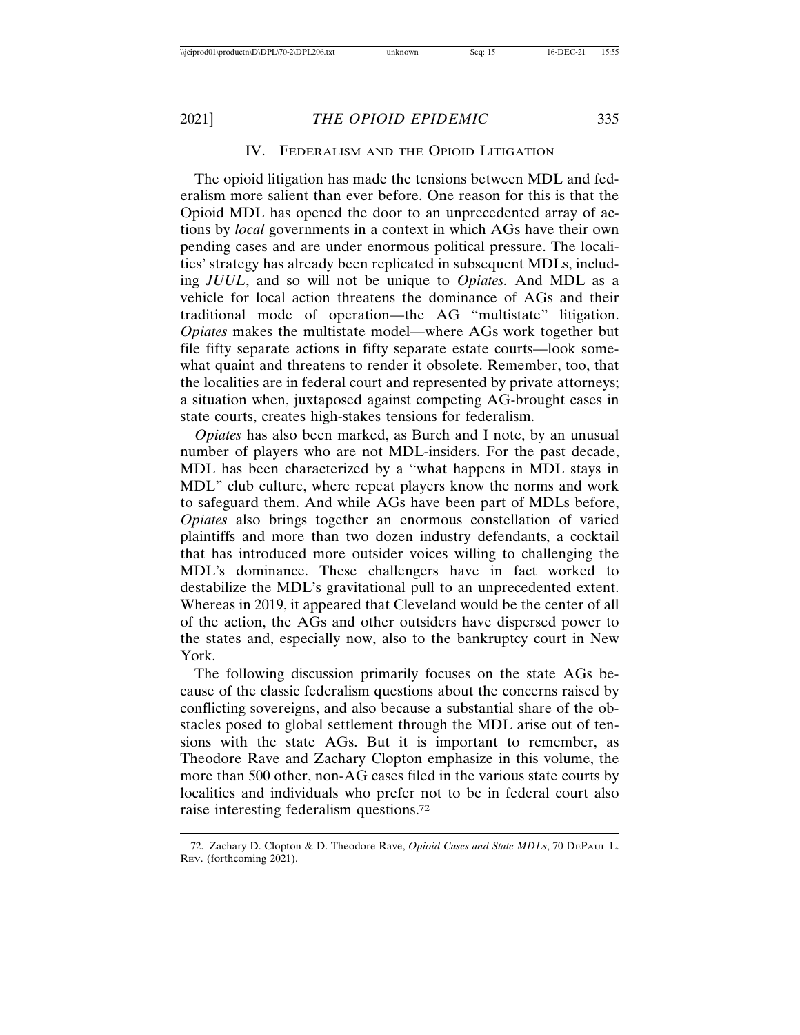## IV. Federalism and the Opioid Litigation

The opioid litigation has made the tensions between MDL and federalism more salient than ever before. One reason for this is that the Opioid MDL has opened the door to an unprecedented array of actions by *local* governments in a context in which AGs have their own pending cases and are under enormous political pressure. The localities' strategy has already been replicated in subsequent MDLs, including *JUUL*, and so will not be unique to *Opiates.* And MDL as a vehicle for local action threatens the dominance of AGs and their traditional mode of operation—the AG "multistate" litigation. *Opiates* makes the multistate model—where AGs work together but file fifty separate actions in fifty separate estate courts—look somewhat quaint and threatens to render it obsolete. Remember, too, that the localities are in federal court and represented by private attorneys; a situation when, juxtaposed against competing AG-brought cases in state courts, creates high-stakes tensions for federalism.

*Opiates* has also been marked, as Burch and I note, by an unusual number of players who are not MDL-insiders. For the past decade, MDL has been characterized by a "what happens in MDL stays in MDL" club culture, where repeat players know the norms and work to safeguard them. And while AGs have been part of MDLs before, *Opiates* also brings together an enormous constellation of varied plaintiffs and more than two dozen industry defendants, a cocktail that has introduced more outsider voices willing to challenging the MDL's dominance. These challengers have in fact worked to destabilize the MDL's gravitational pull to an unprecedented extent. Whereas in 2019, it appeared that Cleveland would be the center of all of the action, the AGs and other outsiders have dispersed power to the states and, especially now, also to the bankruptcy court in New York.

The following discussion primarily focuses on the state AGs because of the classic federalism questions about the concerns raised by conflicting sovereigns, and also because a substantial share of the obstacles posed to global settlement through the MDL arise out of tensions with the state AGs. But it is important to remember, as Theodore Rave and Zachary Clopton emphasize in this volume, the more than 500 other, non-AG cases filed in the various state courts by localities and individuals who prefer not to be in federal court also raise interesting federalism questions.[72]

---

72. Zachary D. Clopton & D. Theodore Rave, *Opioid Cases and State MDLs*, 70 DePaul L. Rev. (forthcoming 2021).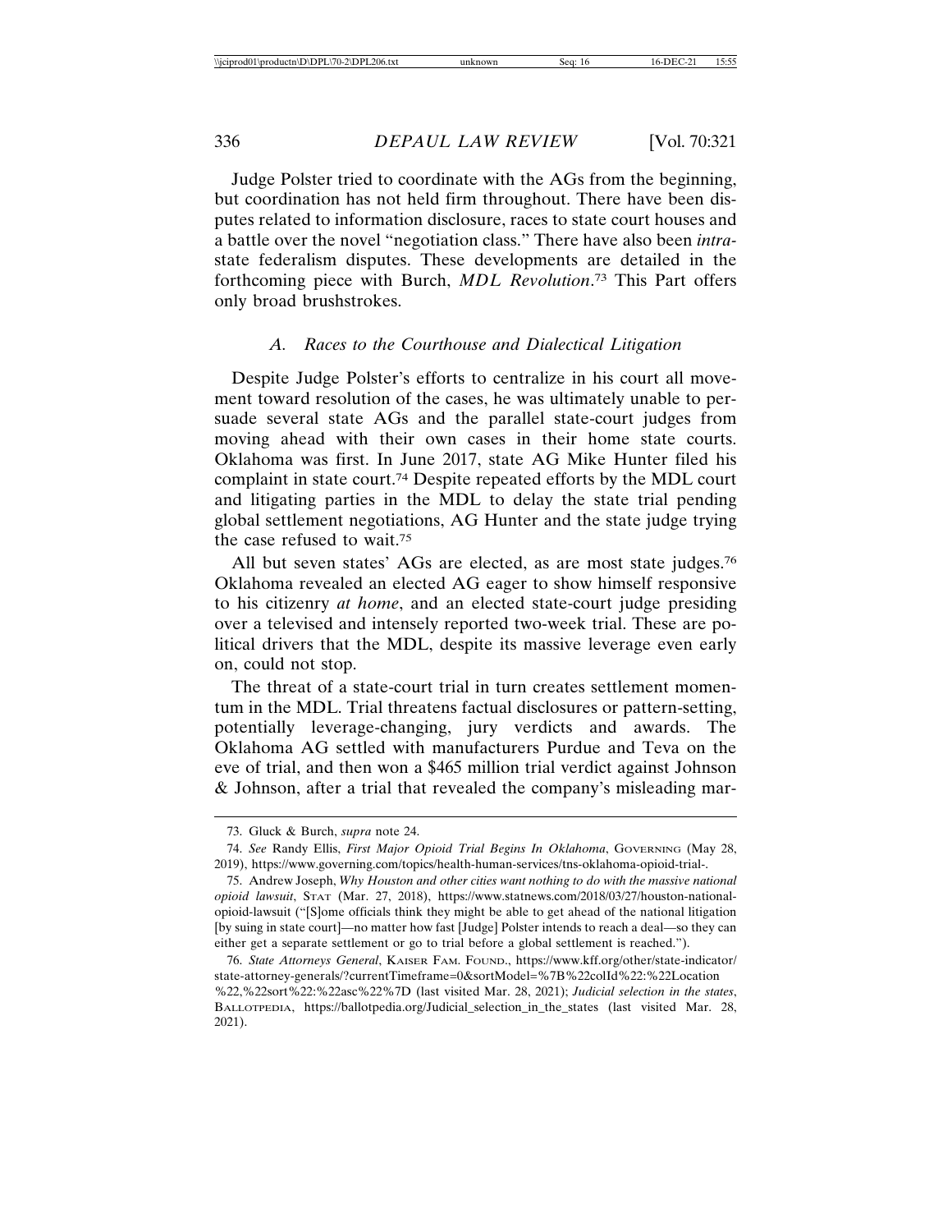Judge Polster tried to coordinate with the AGs from the beginning, but coordination has not held firm throughout. There have been disputes related to information disclosure, races to state court houses and a battle over the novel "negotiation class." There have also been *intra*-state federalism disputes. These developments are detailed in the forthcoming piece with Burch, *MDL Revolution*.[73] This Part offers only broad brushstrokes.

### *A. Races to the Courthouse and Dialectical Litigation*

Despite Judge Polster's efforts to centralize in his court all movement toward resolution of the cases, he was ultimately unable to persuade several state AGs and the parallel state-court judges from moving ahead with their own cases in their home state courts. Oklahoma was first. In June 2017, state AG Mike Hunter filed his complaint in state court.[74] Despite repeated efforts by the MDL court and litigating parties in the MDL to delay the state trial pending global settlement negotiations, AG Hunter and the state judge trying the case refused to wait.[75]

All but seven states' AGs are elected, as are most state judges.[76] Oklahoma revealed an elected AG eager to show himself responsive to his citizenry *at home*, and an elected state-court judge presiding over a televised and intensely reported two-week trial. These are political drivers that the MDL, despite its massive leverage even early on, could not stop.

The threat of a state-court trial in turn creates settlement momentum in the MDL. Trial threatens factual disclosures or pattern-setting, potentially leverage-changing, jury verdicts and awards. The Oklahoma AG settled with manufacturers Purdue and Teva on the eve of trial, and then won a $465 million trial verdict against Johnson & Johnson, after a trial that revealed the company's misleading mar-

---

73. Gluck & Burch, *supra* note 24.

74. *See* Randy Ellis, *First Major Opioid Trial Begins In Oklahoma*, GOVERNING (May 28, 2019), https://www.governing.com/topics/health-human-services/tns-oklahoma-opioid-trial-.

75. Andrew Joseph, *Why Houston and other cities want nothing to do with the massive national opioid lawsuit*, STAT (Mar. 27, 2018), https://www.statnews.com/2018/03/27/houston-national-opioid-lawsuit ("[S]ome officials think they might be able to get ahead of the national litigation [by suing in state court]—no matter how fast [Judge] Polster intends to reach a deal—so they can either get a separate settlement or go to trial before a global settlement is reached.").

76. *State Attorneys General*, KAISER FAM. FOUND., https://www.kff.org/other/state-indicator/state-attorney-generals/?currentTimeframe=0&sortModel=%7B%22colId%22:%22Location%22,%22sort%22:%22asc%22%7D (last visited Mar. 28, 2021); *Judicial selection in the states*, BALLOTPEDIA, https://ballotpedia.org/Judicial_selection_in_the_states (last visited Mar. 28, 2021).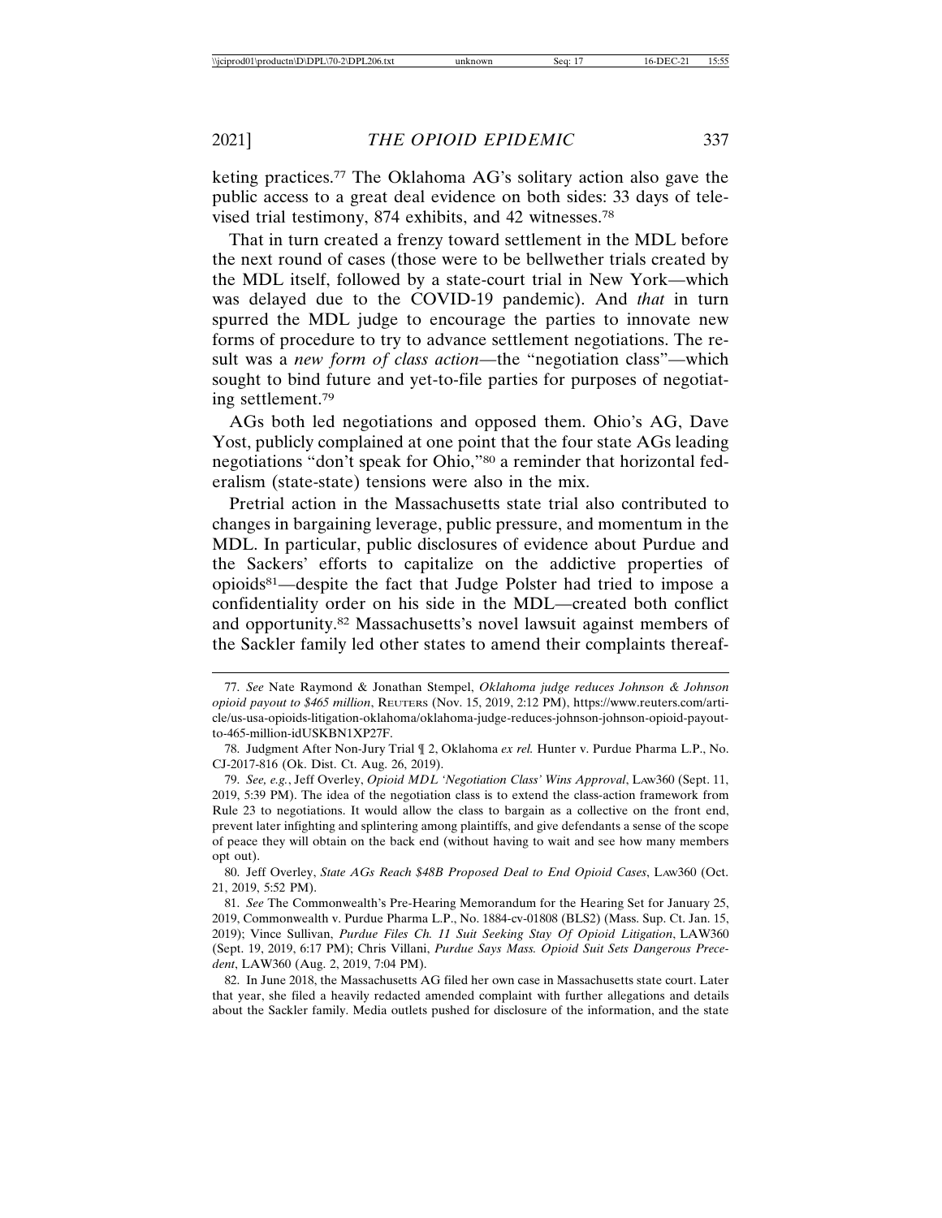keting practices.[77] The Oklahoma AG's solitary action also gave the public access to a great deal evidence on both sides: 33 days of televised trial testimony, 874 exhibits, and 42 witnesses.[78]

That in turn created a frenzy toward settlement in the MDL before the next round of cases (those were to be bellwether trials created by the MDL itself, followed by a state-court trial in New York—which was delayed due to the COVID-19 pandemic). And *that* in turn spurred the MDL judge to encourage the parties to innovate new forms of procedure to try to advance settlement negotiations. The result was a *new form of class action*—the "negotiation class"—which sought to bind future and yet-to-file parties for purposes of negotiating settlement.[79]

AGs both led negotiations and opposed them. Ohio's AG, Dave Yost, publicly complained at one point that the four state AGs leading negotiations "don't speak for Ohio,"[80] a reminder that horizontal federalism (state-state) tensions were also in the mix.

Pretrial action in the Massachusetts state trial also contributed to changes in bargaining leverage, public pressure, and momentum in the MDL. In particular, public disclosures of evidence about Purdue and the Sackers' efforts to capitalize on the addictive properties of opioids[81]—despite the fact that Judge Polster had tried to impose a confidentiality order on his side in the MDL—created both conflict and opportunity.[82] Massachusetts's novel lawsuit against members of the Sackler family led other states to amend their complaints thereaf-

---

77. *See* Nate Raymond & Jonathan Stempel, *Oklahoma judge reduces Johnson & Johnson opioid payout to $465 million*, Reuters (Nov. 15, 2019, 2:12 PM), https://www.reuters.com/article/us-usa-opioids-litigation-oklahoma/oklahoma-judge-reduces-johnson-johnson-opioid-payout-to-465-million-idUSKBN1XP27F.

78. Judgment After Non-Jury Trial ¶ 2, Oklahoma *ex rel.* Hunter v. Purdue Pharma L.P., No. CJ-2017-816 (Ok. Dist. Ct. Aug. 26, 2019).

79. *See, e.g.*, Jeff Overley, *Opioid MDL 'Negotiation Class' Wins Approval*, Law360 (Sept. 11, 2019, 5:39 PM). The idea of the negotiation class is to extend the class-action framework from Rule 23 to negotiations. It would allow the class to bargain as a collective on the front end, prevent later infighting and splintering among plaintiffs, and give defendants a sense of the scope of peace they will obtain on the back end (without having to wait and see how many members opt out).

80. Jeff Overley, *State AGs Reach $48B Proposed Deal to End Opioid Cases*, Law360 (Oct. 21, 2019, 5:52 PM).

81. *See* The Commonwealth's Pre-Hearing Memorandum for the Hearing Set for January 25, 2019, Commonwealth v. Purdue Pharma L.P., No. 1884-cv-01808 (BLS2) (Mass. Sup. Ct. Jan. 15, 2019); Vince Sullivan, *Purdue Files Ch. 11 Suit Seeking Stay Of Opioid Litigation*, LAW360 (Sept. 19, 2019, 6:17 PM); Chris Villani, *Purdue Says Mass. Opioid Suit Sets Dangerous Precedent*, LAW360 (Aug. 2, 2019, 7:04 PM).

82. In June 2018, the Massachusetts AG filed her own case in Massachusetts state court. Later that year, she filed a heavily redacted amended complaint with further allegations and details about the Sackler family. Media outlets pushed for disclosure of the information, and the state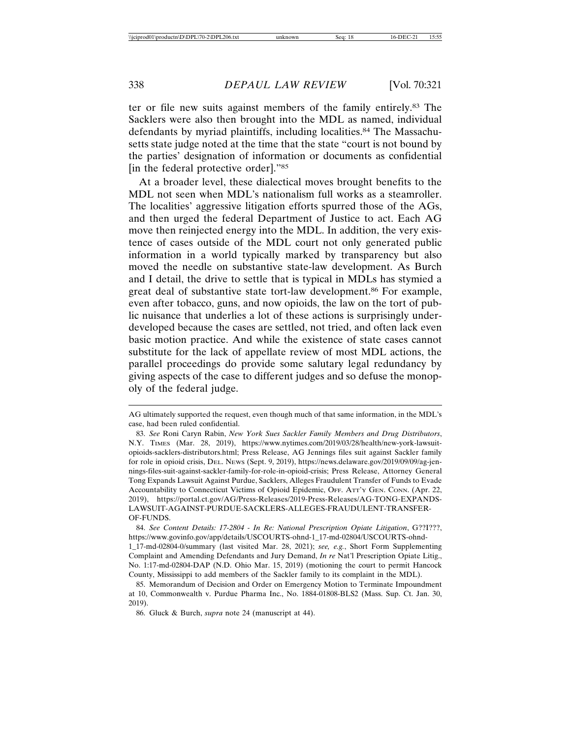ter or file new suits against members of the family entirely.[83] The Sacklers were also then brought into the MDL as named, individual defendants by myriad plaintiffs, including localities.[84] The Massachusetts state judge noted at the time that the state "court is not bound by the parties' designation of information or documents as confidential [in the federal protective order]."[85]

At a broader level, these dialectical moves brought benefits to the MDL not seen when MDL's nationalism full works as a steamroller. The localities' aggressive litigation efforts spurred those of the AGs, and then urged the federal Department of Justice to act. Each AG move then reinjected energy into the MDL. In addition, the very existence of cases outside of the MDL court not only generated public information in a world typically marked by transparency but also moved the needle on substantive state-law development. As Burch and I detail, the drive to settle that is typical in MDLs has stymied a great deal of substantive state tort-law development.[86] For example, even after tobacco, guns, and now opioids, the law on the tort of public nuisance that underlies a lot of these actions is surprisingly underdeveloped because the cases are settled, not tried, and often lack even basic motion practice. And while the existence of state cases cannot substitute for the lack of appellate review of most MDL actions, the parallel proceedings do provide some salutary legal redundancy by giving aspects of the case to different judges and so defuse the monopoly of the federal judge.

---

AG ultimately supported the request, even though much of that same information, in the MDL's case, had been ruled confidential.

83. *See* Roni Caryn Rabin, *New York Sues Sackler Family Members and Drug Distributors*, N.Y. TIMES (Mar. 28, 2019), https://www.nytimes.com/2019/03/28/health/new-york-lawsuit-opioids-sacklers-distributors.html; Press Release, AG Jennings files suit against Sackler family for role in opioid crisis, DEL. NEWS (Sept. 9, 2019), https://news.delaware.gov/2019/09/09/ag-jennings-files-suit-against-sackler-family-for-role-in-opioid-crisis; Press Release, Attorney General Tong Expands Lawsuit Against Purdue, Sacklers, Alleges Fraudulent Transfer of Funds to Evade Accountability to Connecticut Victims of Opioid Epidemic, OFF. ATT'Y GEN. CONN. (Apr. 22, 2019), https://portal.ct.gov/AG/Press-Releases/2019-Press-Releases/AG-TONG-EXPANDS-LAWSUIT-AGAINST-PURDUE-SACKLERS-ALLEGES-FRAUDULENT-TRANSFER-OF-FUNDS.

84. *See Content Details: 17-2804 - In Re: National Prescription Opiate Litigation*, G??I???, https://www.govinfo.gov/app/details/USCOURTS-ohnd-1_17-md-02804/USCOURTS-ohnd-1_17-md-02804-0/summary (last visited Mar. 28, 2021); *see, e.g.*, Short Form Supplementing Complaint and Amending Defendants and Jury Demand, *In re* Nat'l Prescription Opiate Litig., No. 1:17-md-02804-DAP (N.D. Ohio Mar. 15, 2019) (motioning the court to permit Hancock County, Mississippi to add members of the Sackler family to its complaint in the MDL).

85. Memorandum of Decision and Order on Emergency Motion to Terminate Impoundment at 10, Commonwealth v. Purdue Pharma Inc., No. 1884-01808-BLS2 (Mass. Sup. Ct. Jan. 30, 2019).

86. Gluck & Burch, *supra* note 24 (manuscript at 44).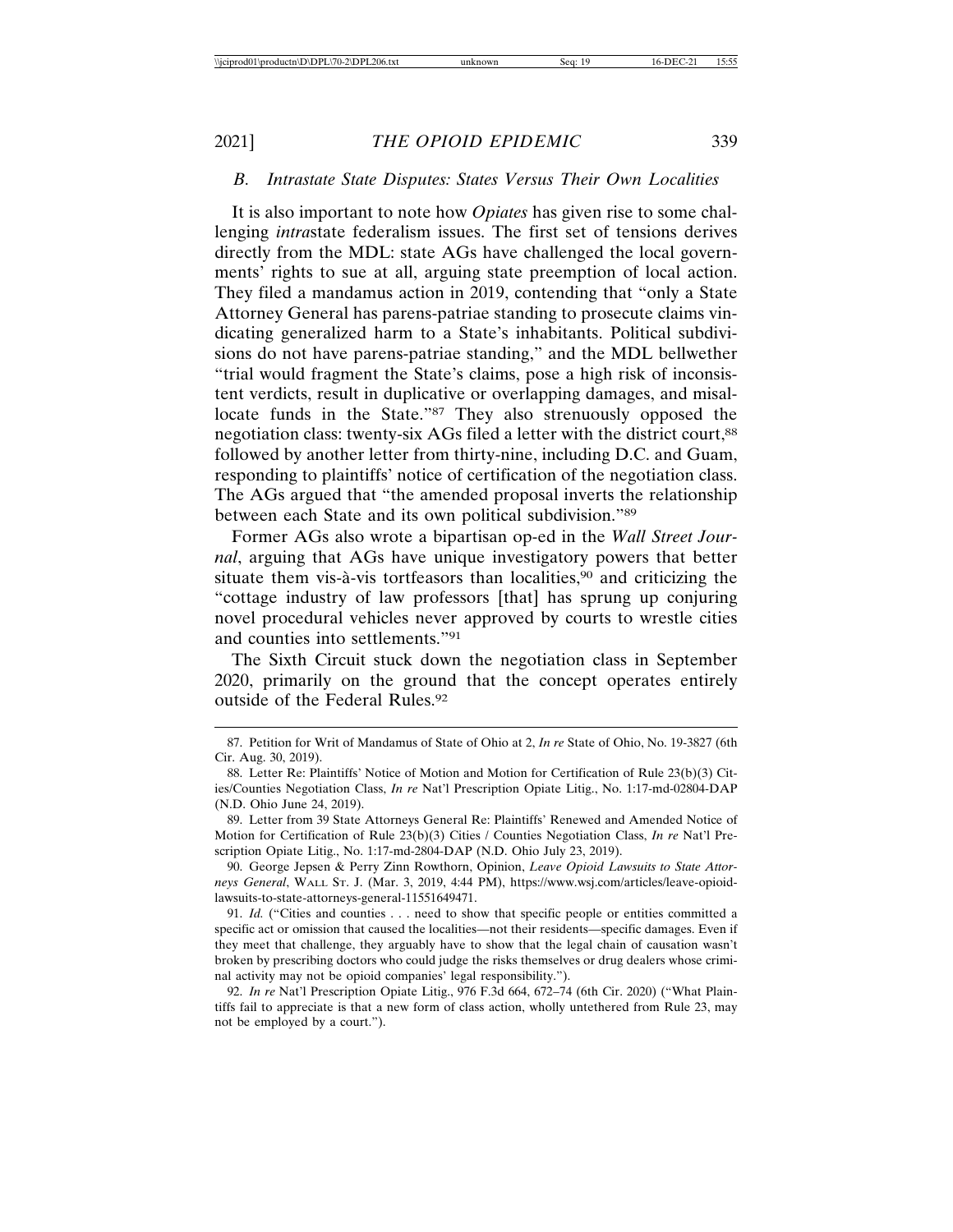### *B. Intrastate State Disputes: States Versus Their Own Localities*

It is also important to note how *Opiates* has given rise to some challenging *intra*state federalism issues. The first set of tensions derives directly from the MDL: state AGs have challenged the local governments' rights to sue at all, arguing state preemption of local action. They filed a mandamus action in 2019, contending that "only a State Attorney General has parens-patriae standing to prosecute claims vindicating generalized harm to a State's inhabitants. Political subdivisions do not have parens-patriae standing," and the MDL bellwether "trial would fragment the State's claims, pose a high risk of inconsistent verdicts, result in duplicative or overlapping damages, and misallocate funds in the State."[87] They also strenuously opposed the negotiation class: twenty-six AGs filed a letter with the district court,[88] followed by another letter from thirty-nine, including D.C. and Guam, responding to plaintiffs' notice of certification of the negotiation class. The AGs argued that "the amended proposal inverts the relationship between each State and its own political subdivision."[89]

Former AGs also wrote a bipartisan op-ed in the *Wall Street Journal*, arguing that AGs have unique investigatory powers that better situate them vis-à-vis tortfeasors than localities,[90] and criticizing the "cottage industry of law professors [that] has sprung up conjuring novel procedural vehicles never approved by courts to wrestle cities and counties into settlements."[91]

The Sixth Circuit stuck down the negotiation class in September 2020, primarily on the ground that the concept operates entirely outside of the Federal Rules.[92]

---

87. Petition for Writ of Mandamus of State of Ohio at 2, *In re* State of Ohio, No. 19-3827 (6th Cir. Aug. 30, 2019).

88. Letter Re: Plaintiffs' Notice of Motion and Motion for Certification of Rule 23(b)(3) Cities/Counties Negotiation Class, *In re* Nat'l Prescription Opiate Litig., No. 1:17-md-02804-DAP (N.D. Ohio June 24, 2019).

89. Letter from 39 State Attorneys General Re: Plaintiffs' Renewed and Amended Notice of Motion for Certification of Rule 23(b)(3) Cities / Counties Negotiation Class, *In re* Nat'l Prescription Opiate Litig., No. 1:17-md-2804-DAP (N.D. Ohio July 23, 2019).

90. George Jepsen & Perry Zinn Rowthorn, Opinion, *Leave Opioid Lawsuits to State Attorneys General*, WALL ST. J. (Mar. 3, 2019, 4:44 PM), https://www.wsj.com/articles/leave-opioid-lawsuits-to-state-attorneys-general-11551649471.

91. *Id.* ("Cities and counties . . . need to show that specific people or entities committed a specific act or omission that caused the localities—not their residents—specific damages. Even if they meet that challenge, they arguably have to show that the legal chain of causation wasn't broken by prescribing doctors who could judge the risks themselves or drug dealers whose criminal activity may not be opioid companies' legal responsibility.").

92. *In re* Nat'l Prescription Opiate Litig., 976 F.3d 664, 672–74 (6th Cir. 2020) ("What Plaintiffs fail to appreciate is that a new form of class action, wholly untethered from Rule 23, may not be employed by a court.").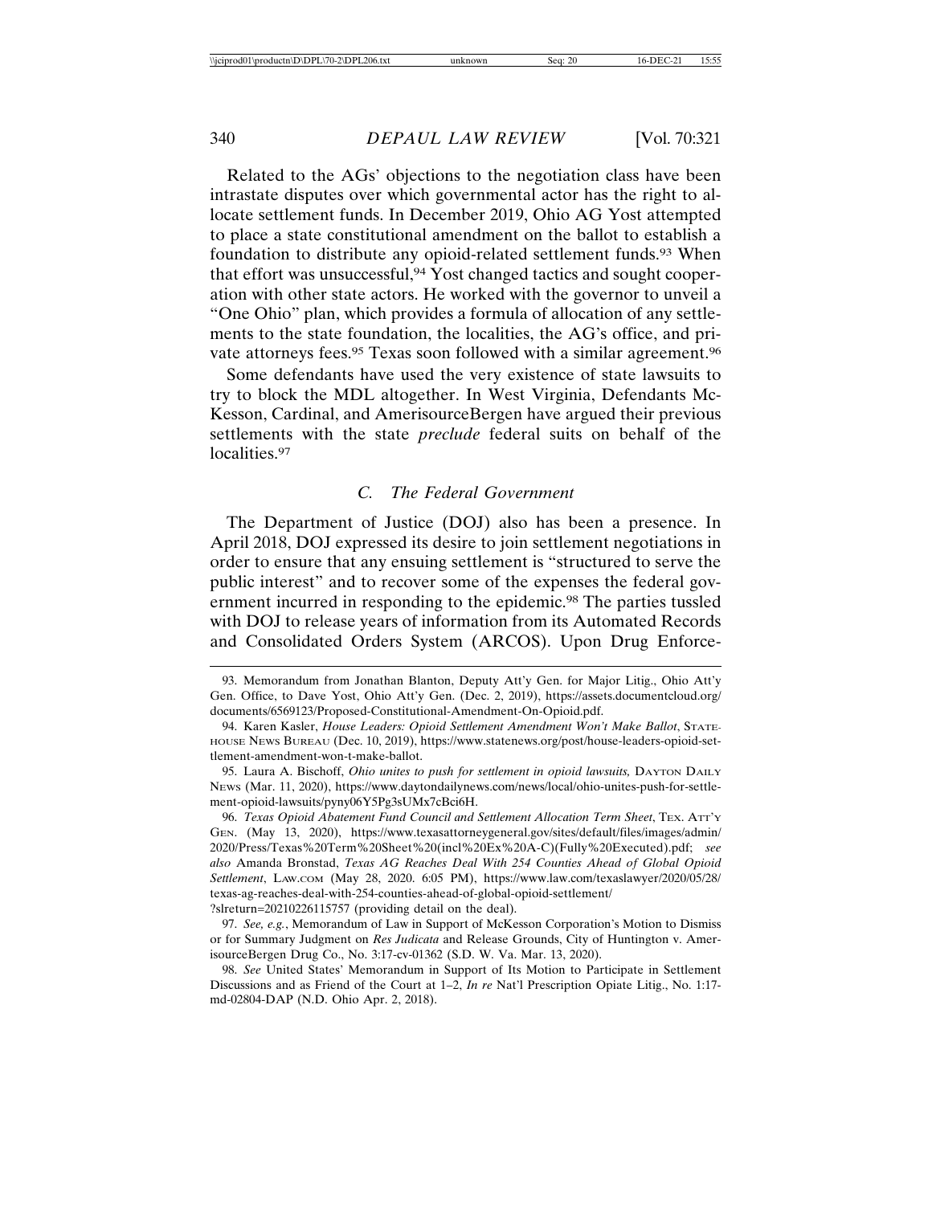Related to the AGs' objections to the negotiation class have been intrastate disputes over which governmental actor has the right to allocate settlement funds. In December 2019, Ohio AG Yost attempted to place a state constitutional amendment on the ballot to establish a foundation to distribute any opioid-related settlement funds.[93] When that effort was unsuccessful,[94] Yost changed tactics and sought cooperation with other state actors. He worked with the governor to unveil a "One Ohio" plan, which provides a formula of allocation of any settlements to the state foundation, the localities, the AG's office, and private attorneys fees.[95] Texas soon followed with a similar agreement.[96]

Some defendants have used the very existence of state lawsuits to try to block the MDL altogether. In West Virginia, Defendants McKesson, Cardinal, and AmerisourceBergen have argued their previous settlements with the state *preclude* federal suits on behalf of the localities.[97]

### *C. The Federal Government*

The Department of Justice (DOJ) also has been a presence. In April 2018, DOJ expressed its desire to join settlement negotiations in order to ensure that any ensuing settlement is "structured to serve the public interest" and to recover some of the expenses the federal government incurred in responding to the epidemic.[98] The parties tussled with DOJ to release years of information from its Automated Records and Consolidated Orders System (ARCOS). Upon Drug Enforce-

---

93. Memorandum from Jonathan Blanton, Deputy Att'y Gen. for Major Litig., Ohio Att'y Gen. Office, to Dave Yost, Ohio Att'y Gen. (Dec. 2, 2019), https://assets.documentcloud.org/documents/6569123/Proposed-Constitutional-Amendment-On-Opioid.pdf.

94. Karen Kasler, *House Leaders: Opioid Settlement Amendment Won't Make Ballot*, STATEHOUSE NEWS BUREAU (Dec. 10, 2019), https://www.statenews.org/post/house-leaders-opioid-settlement-amendment-won-t-make-ballot.

95. Laura A. Bischoff, *Ohio unites to push for settlement in opioid lawsuits,* DAYTON DAILY NEWS (Mar. 11, 2020), https://www.daytondailynews.com/news/local/ohio-unites-push-for-settlement-opioid-lawsuits/pyny06Y5Pg3sUMx7cBci6H.

96. *Texas Opioid Abatement Fund Council and Settlement Allocation Term Sheet*, TEX. ATT'Y GEN. (May 13, 2020), https://www.texasattorneygeneral.gov/sites/default/files/images/admin/2020/Press/Texas%20Term%20Sheet%20(incl%20Ex%20A-C)(Fully%20Executed).pdf; *see also* Amanda Bronstad, *Texas AG Reaches Deal With 254 Counties Ahead of Global Opioid Settlement*, LAW.COM (May 28, 2020. 6:05 PM), https://www.law.com/texaslawyer/2020/05/28/texas-ag-reaches-deal-with-254-counties-ahead-of-global-opioid-settlement/?slreturn=20210226115757 (providing detail on the deal).

97. *See, e.g.*, Memorandum of Law in Support of McKesson Corporation's Motion to Dismiss or for Summary Judgment on *Res Judicata* and Release Grounds, City of Huntington v. AmerisourceBergen Drug Co., No. 3:17-cv-01362 (S.D. W. Va. Mar. 13, 2020).

98. *See* United States' Memorandum in Support of Its Motion to Participate in Settlement Discussions and as Friend of the Court at 1–2, *In re* Nat'l Prescription Opiate Litig., No. 1:17-md-02804-DAP (N.D. Ohio Apr. 2, 2018).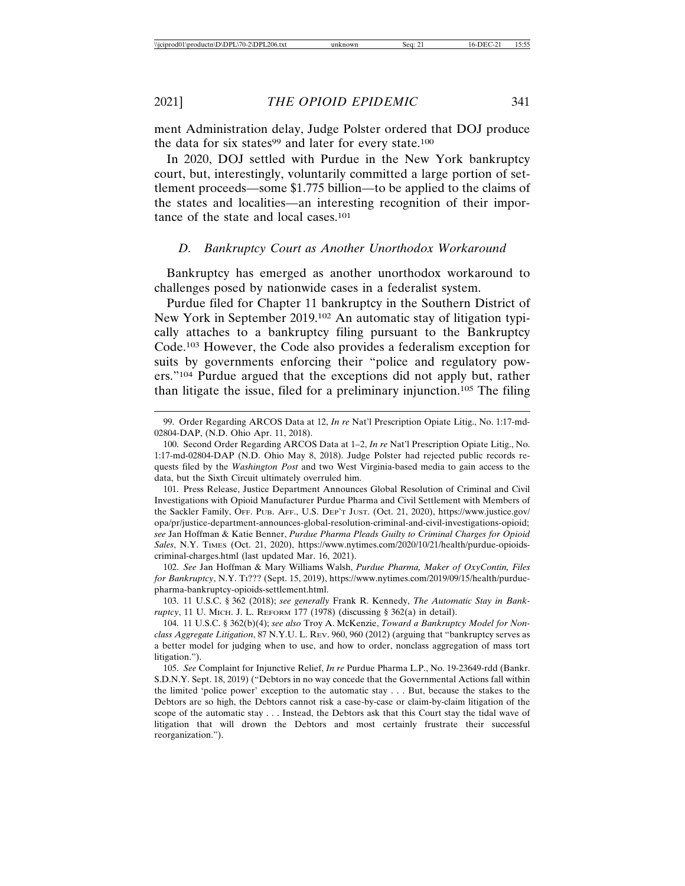ment Administration delay, Judge Polster ordered that DOJ produce the data for six states[99] and later for every state.[100]

In 2020, DOJ settled with Purdue in the New York bankruptcy court, but, interestingly, voluntarily committed a large portion of settlement proceeds—some $1.775 billion—to be applied to the claims of the states and localities—an interesting recognition of their importance of the state and local cases.[101]

### *D. Bankruptcy Court as Another Unorthodox Workaround*

Bankruptcy has emerged as another unorthodox workaround to challenges posed by nationwide cases in a federalist system.

Purdue filed for Chapter 11 bankruptcy in the Southern District of New York in September 2019.[102] An automatic stay of litigation typically attaches to a bankruptcy filing pursuant to the Bankruptcy Code.[103] However, the Code also provides a federalism exception for suits by governments enforcing their "police and regulatory powers."[104] Purdue argued that the exceptions did not apply but, rather than litigate the issue, filed for a preliminary injunction.[105] The filing

---

99. Order Regarding ARCOS Data at 12, *In re* Nat'l Prescription Opiate Litig., No. 1:17-md-02804-DAP, (N.D. Ohio Apr. 11, 2018).

100. Second Order Regarding ARCOS Data at 1–2, *In re* Nat'l Prescription Opiate Litig., No. 1:17-md-02804-DAP (N.D. Ohio May 8, 2018). Judge Polster had rejected public records requests filed by the *Washington Post* and two West Virginia-based media to gain access to the data, but the Sixth Circuit ultimately overruled him.

101. Press Release, Justice Department Announces Global Resolution of Criminal and Civil Investigations with Opioid Manufacturer Purdue Pharma and Civil Settlement with Members of the Sackler Family, OFF. PUB. AFF., U.S. DEP'T JUST. (Oct. 21, 2020), https://www.justice.gov/opa/pr/justice-department-announces-global-resolution-criminal-and-civil-investigations-opioid; *see* Jan Hoffman & Katie Benner, *Purdue Pharma Pleads Guilty to Criminal Charges for Opioid Sales*, N.Y. TIMES (Oct. 21, 2020), https://www.nytimes.com/2020/10/21/health/purdue-opioids-criminal-charges.html (last updated Mar. 16, 2021).

102. *See* Jan Hoffman & Mary Williams Walsh, *Purdue Pharma, Maker of OxyContin, Files for Bankruptcy*, N.Y. TI??? (Sept. 15, 2019), https://www.nytimes.com/2019/09/15/health/purdue-pharma-bankruptcy-opioids-settlement.html.

103. 11 U.S.C. § 362 (2018); *see generally* Frank R. Kennedy, *The Automatic Stay in Bankruptcy*, 11 U. MICH. J. L. REFORM 177 (1978) (discussing § 362(a) in detail).

104. 11 U.S.C. § 362(b)(4); *see also* Troy A. McKenzie, *Toward a Bankruptcy Model for Non-class Aggregate Litigation*, 87 N.Y.U. L. REV. 960, 960 (2012) (arguing that "bankruptcy serves as a better model for judging when to use, and how to order, nonclass aggregation of mass tort litigation.").

105. *See* Complaint for Injunctive Relief, *In re* Purdue Pharma L.P., No. 19-23649-rdd (Bankr. S.D.N.Y. Sept. 18, 2019) ("Debtors in no way concede that the Governmental Actions fall within the limited 'police power' exception to the automatic stay . . . But, because the stakes to the Debtors are so high, the Debtors cannot risk a case-by-case or claim-by-claim litigation of the scope of the automatic stay . . . Instead, the Debtors ask that this Court stay the tidal wave of litigation that will drown the Debtors and most certainly frustrate their successful reorganization.").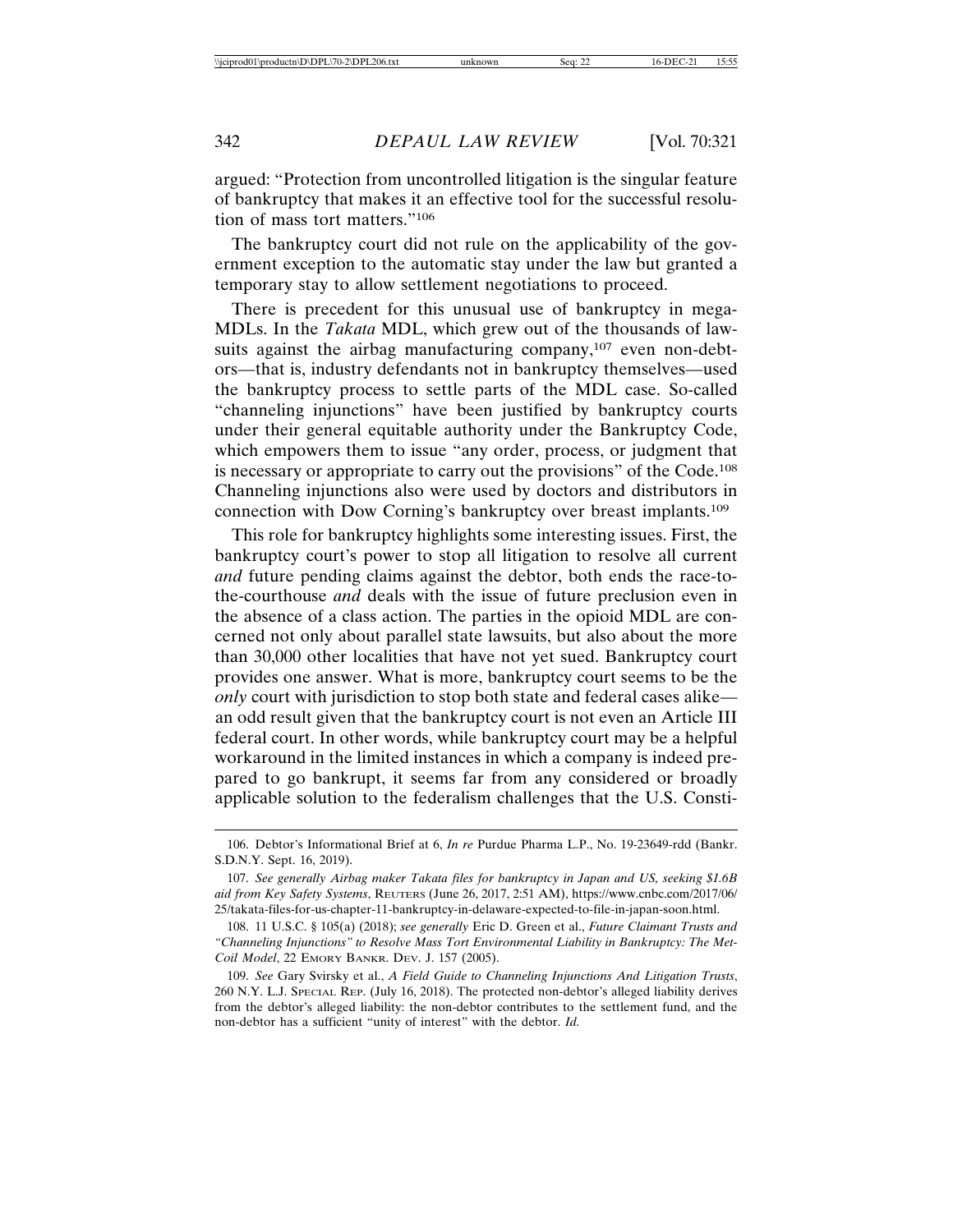argued: "Protection from uncontrolled litigation is the singular feature of bankruptcy that makes it an effective tool for the successful resolution of mass tort matters."[106]

The bankruptcy court did not rule on the applicability of the government exception to the automatic stay under the law but granted a temporary stay to allow settlement negotiations to proceed.

There is precedent for this unusual use of bankruptcy in mega-MDLs. In the *Takata* MDL, which grew out of the thousands of lawsuits against the airbag manufacturing company,[107] even non-debtors—that is, industry defendants not in bankruptcy themselves—used the bankruptcy process to settle parts of the MDL case. So-called "channeling injunctions" have been justified by bankruptcy courts under their general equitable authority under the Bankruptcy Code, which empowers them to issue "any order, process, or judgment that is necessary or appropriate to carry out the provisions" of the Code.[108] Channeling injunctions also were used by doctors and distributors in connection with Dow Corning's bankruptcy over breast implants.[109]

This role for bankruptcy highlights some interesting issues. First, the bankruptcy court's power to stop all litigation to resolve all current *and* future pending claims against the debtor, both ends the race-to-the-courthouse *and* deals with the issue of future preclusion even in the absence of a class action. The parties in the opioid MDL are concerned not only about parallel state lawsuits, but also about the more than 30,000 other localities that have not yet sued. Bankruptcy court provides one answer. What is more, bankruptcy court seems to be the *only* court with jurisdiction to stop both state and federal cases alike—an odd result given that the bankruptcy court is not even an Article III federal court. In other words, while bankruptcy court may be a helpful workaround in the limited instances in which a company is indeed prepared to go bankrupt, it seems far from any considered or broadly applicable solution to the federalism challenges that the U.S. Consti-

---

106. Debtor's Informational Brief at 6, *In re* Purdue Pharma L.P., No. 19-23649-rdd (Bankr. S.D.N.Y. Sept. 16, 2019).

107. *See generally Airbag maker Takata files for bankruptcy in Japan and US, seeking $1.6B aid from Key Safety Systems*, REUTERS (June 26, 2017, 2:51 AM), https://www.cnbc.com/2017/06/25/takata-files-for-us-chapter-11-bankruptcy-in-delaware-expected-to-file-in-japan-soon.html.

108. 11 U.S.C. § 105(a) (2018); *see generally* Eric D. Green et al., *Future Claimant Trusts and "Channeling Injunctions" to Resolve Mass Tort Environmental Liability in Bankruptcy: The Met-Coil Model*, 22 EMORY BANKR. DEV. J. 157 (2005).

109. *See* Gary Svirsky et al., *A Field Guide to Channeling Injunctions And Litigation Trusts*, 260 N.Y. L.J. SPECIAL REP. (July 16, 2018). The protected non-debtor's alleged liability derives from the debtor's alleged liability: the non-debtor contributes to the settlement fund, and the non-debtor has a sufficient "unity of interest" with the debtor. *Id.*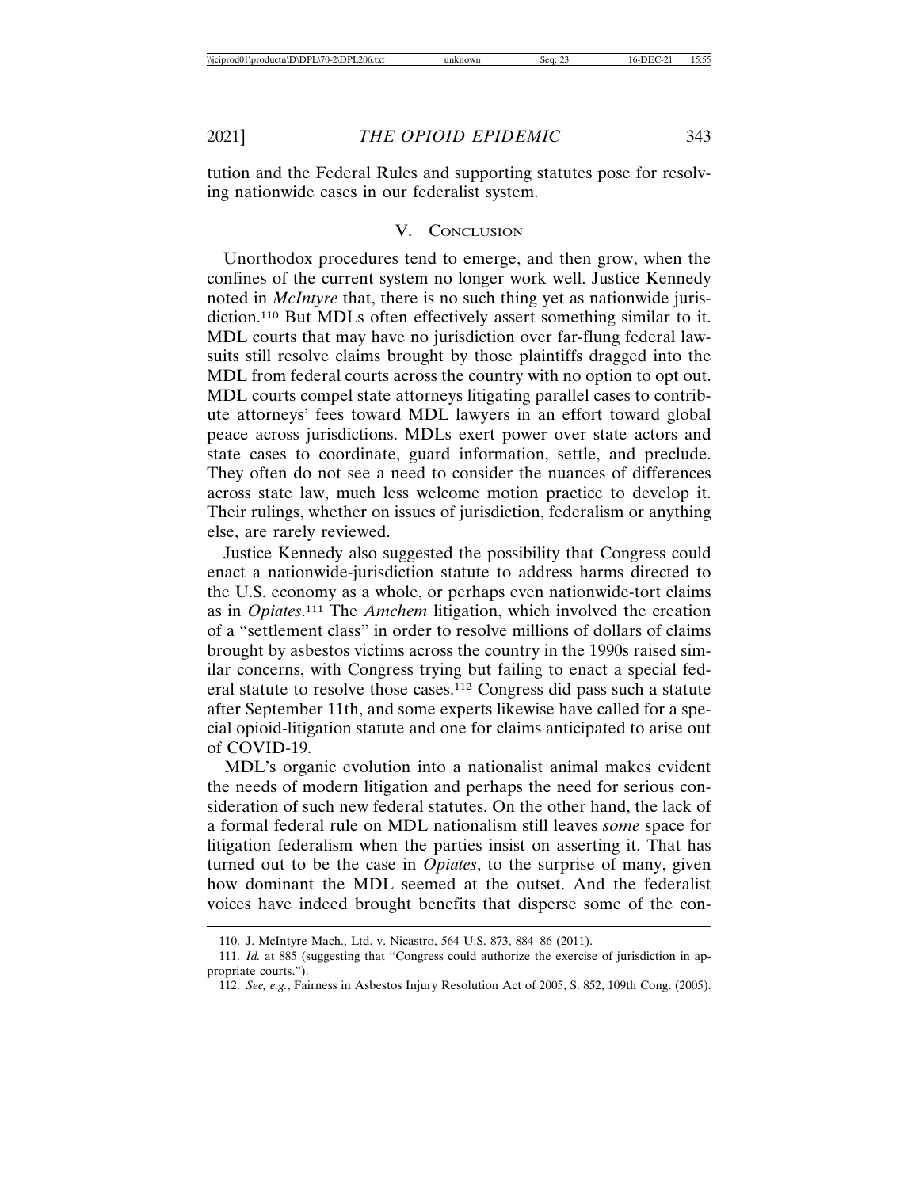tution and the Federal Rules and supporting statutes pose for resolving nationwide cases in our federalist system.

## V. Conclusion

Unorthodox procedures tend to emerge, and then grow, when the confines of the current system no longer work well. Justice Kennedy noted in *McIntyre* that, there is no such thing yet as nationwide jurisdiction.[110] But MDLs often effectively assert something similar to it. MDL courts that may have no jurisdiction over far-flung federal lawsuits still resolve claims brought by those plaintiffs dragged into the MDL from federal courts across the country with no option to opt out. MDL courts compel state attorneys litigating parallel cases to contribute attorneys' fees toward MDL lawyers in an effort toward global peace across jurisdictions. MDLs exert power over state actors and state cases to coordinate, guard information, settle, and preclude. They often do not see a need to consider the nuances of differences across state law, much less welcome motion practice to develop it. Their rulings, whether on issues of jurisdiction, federalism or anything else, are rarely reviewed.

Justice Kennedy also suggested the possibility that Congress could enact a nationwide-jurisdiction statute to address harms directed to the U.S. economy as a whole, or perhaps even nationwide-tort claims as in *Opiates*.[111] The *Amchem* litigation, which involved the creation of a "settlement class" in order to resolve millions of dollars of claims brought by asbestos victims across the country in the 1990s raised similar concerns, with Congress trying but failing to enact a special federal statute to resolve those cases.[112] Congress did pass such a statute after September 11th, and some experts likewise have called for a special opioid-litigation statute and one for claims anticipated to arise out of COVID-19.

MDL's organic evolution into a nationalist animal makes evident the needs of modern litigation and perhaps the need for serious consideration of such new federal statutes. On the other hand, the lack of a formal federal rule on MDL nationalism still leaves *some* space for litigation federalism when the parties insist on asserting it. That has turned out to be the case in *Opiates*, to the surprise of many, given how dominant the MDL seemed at the outset. And the federalist voices have indeed brought benefits that disperse some of the con-

---

110. J. McIntyre Mach., Ltd. v. Nicastro, 564 U.S. 873, 884–86 (2011).

111. *Id.* at 885 (suggesting that "Congress could authorize the exercise of jurisdiction in appropriate courts.").

112. *See, e.g.*, Fairness in Asbestos Injury Resolution Act of 2005, S. 852, 109th Cong. (2005).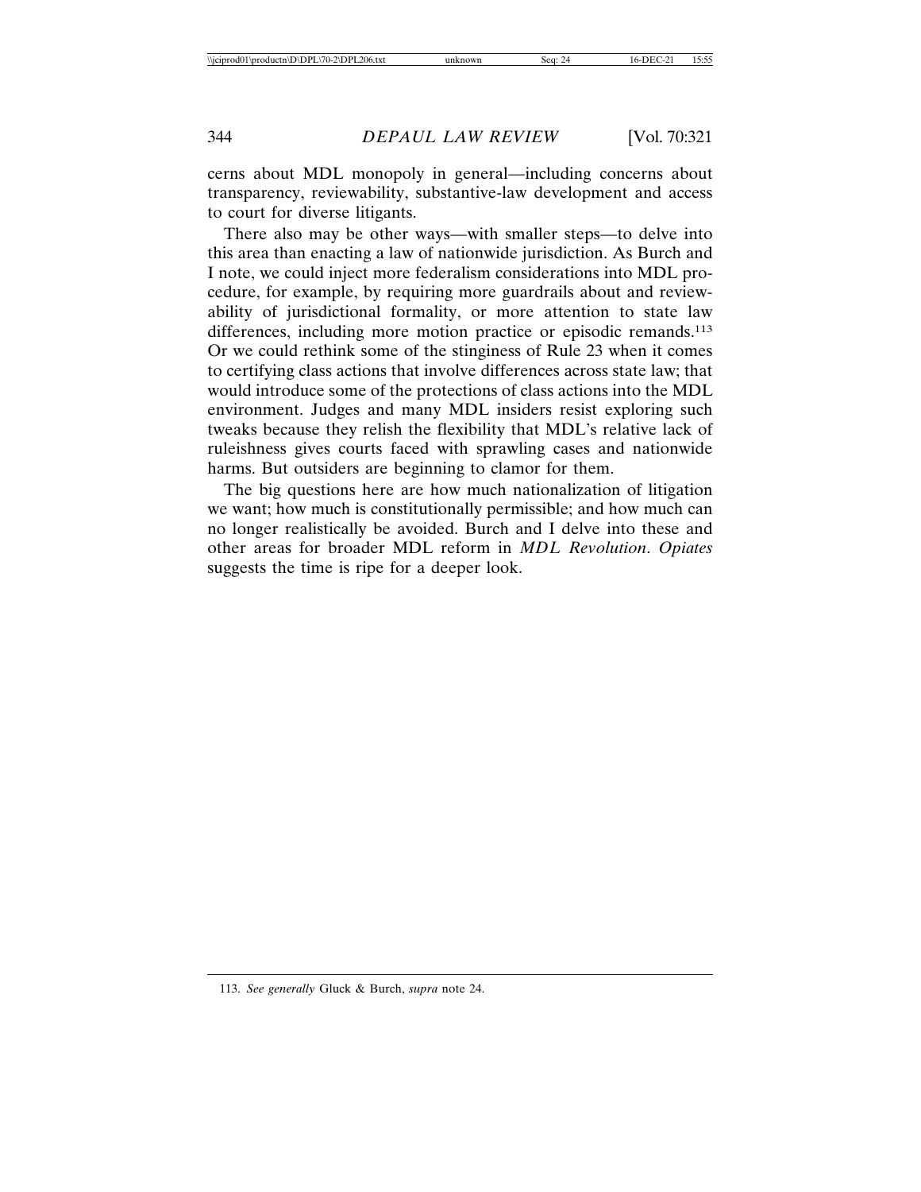cerns about MDL monopoly in general—including concerns about transparency, reviewability, substantive-law development and access to court for diverse litigants.

There also may be other ways—with smaller steps—to delve into this area than enacting a law of nationwide jurisdiction. As Burch and I note, we could inject more federalism considerations into MDL procedure, for example, by requiring more guardrails about and reviewability of jurisdictional formality, or more attention to state law differences, including more motion practice or episodic remands.[113] Or we could rethink some of the stinginess of Rule 23 when it comes to certifying class actions that involve differences across state law; that would introduce some of the protections of class actions into the MDL environment. Judges and many MDL insiders resist exploring such tweaks because they relish the flexibility that MDL's relative lack of ruleishness gives courts faced with sprawling cases and nationwide harms. But outsiders are beginning to clamor for them.

The big questions here are how much nationalization of litigation we want; how much is constitutionally permissible; and how much can no longer realistically be avoided. Burch and I delve into these and other areas for broader MDL reform in *MDL Revolution*. *Opiates* suggests the time is ripe for a deeper look.

---

113. *See generally* Gluck & Burch, *supra* note 24.